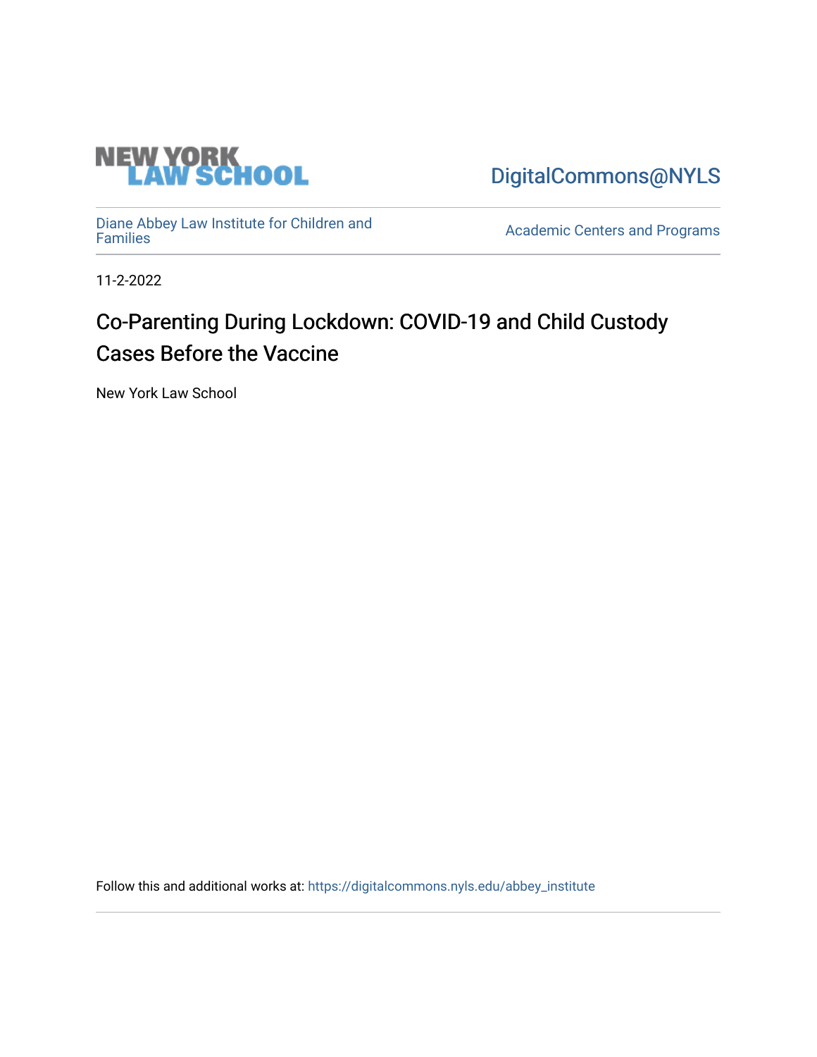NEW YORK LAW SCHOOL

DigitalCommons@NYLS

Diane Abbey Law Institute for Children and Families

Academic Centers and Programs

11-2-2022

# Co-Parenting During Lockdown: COVID-19 and Child Custody Cases Before the Vaccine

New York Law School

Follow this and additional works at: https://digitalcommons.nyls.edu/abbey_institute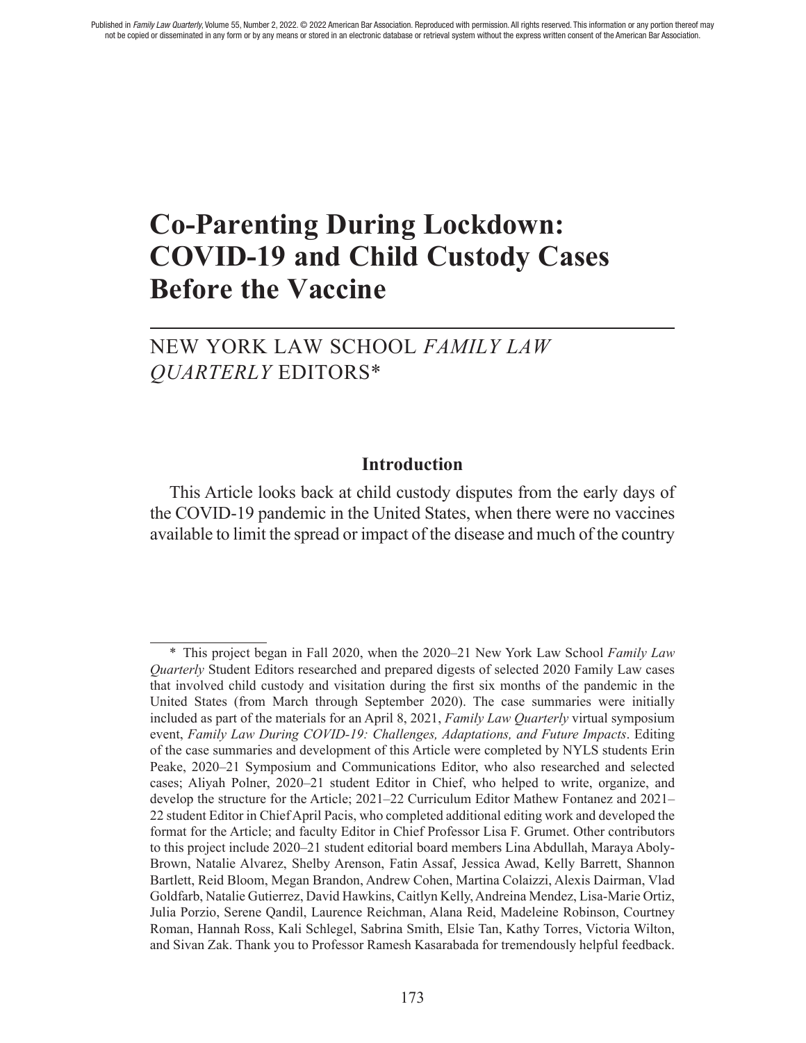Published in *Family Law Quarterly*, Volume 55, Number 2, 2022. © 2022 American Bar Association. Reproduced with permission. All rights reserved. This information or any portion thereof may not be copied or disseminated in any form or by any means or stored in an electronic database or retrieval system without the express written consent of the American Bar Association.

# Co-Parenting During Lockdown: COVID-19 and Child Custody Cases Before the Vaccine

NEW YORK LAW SCHOOL *FAMILY LAW QUARTERLY* EDITORS*

## Introduction

This Article looks back at child custody disputes from the early days of the COVID-19 pandemic in the United States, when there were no vaccines available to limit the spread or impact of the disease and much of the country

---

\* This project began in Fall 2020, when the 2020–21 New York Law School *Family Law Quarterly* Student Editors researched and prepared digests of selected 2020 Family Law cases that involved child custody and visitation during the first six months of the pandemic in the United States (from March through September 2020). The case summaries were initially included as part of the materials for an April 8, 2021, *Family Law Quarterly* virtual symposium event, *Family Law During COVID-19: Challenges, Adaptations, and Future Impacts*. Editing of the case summaries and development of this Article were completed by NYLS students Erin Peake, 2020–21 Symposium and Communications Editor, who also researched and selected cases; Aliyah Polner, 2020–21 student Editor in Chief, who helped to write, organize, and develop the structure for the Article; 2021–22 Curriculum Editor Mathew Fontanez and 2021–22 student Editor in Chief April Pacis, who completed additional editing work and developed the format for the Article; and faculty Editor in Chief Professor Lisa F. Grumet. Other contributors to this project include 2020–21 student editorial board members Lina Abdullah, Maraya Aboly-Brown, Natalie Alvarez, Shelby Arenson, Fatin Assaf, Jessica Awad, Kelly Barrett, Shannon Bartlett, Reid Bloom, Megan Brandon, Andrew Cohen, Martina Colaizzi, Alexis Dairman, Vlad Goldfarb, Natalie Gutierrez, David Hawkins, Caitlyn Kelly, Andreina Mendez, Lisa-Marie Ortiz, Julia Porzio, Serene Qandil, Laurence Reichman, Alana Reid, Madeleine Robinson, Courtney Roman, Hannah Ross, Kali Schlegel, Sabrina Smith, Elsie Tan, Kathy Torres, Victoria Wilton, and Sivan Zak. Thank you to Professor Ramesh Kasarabada for tremendously helpful feedback.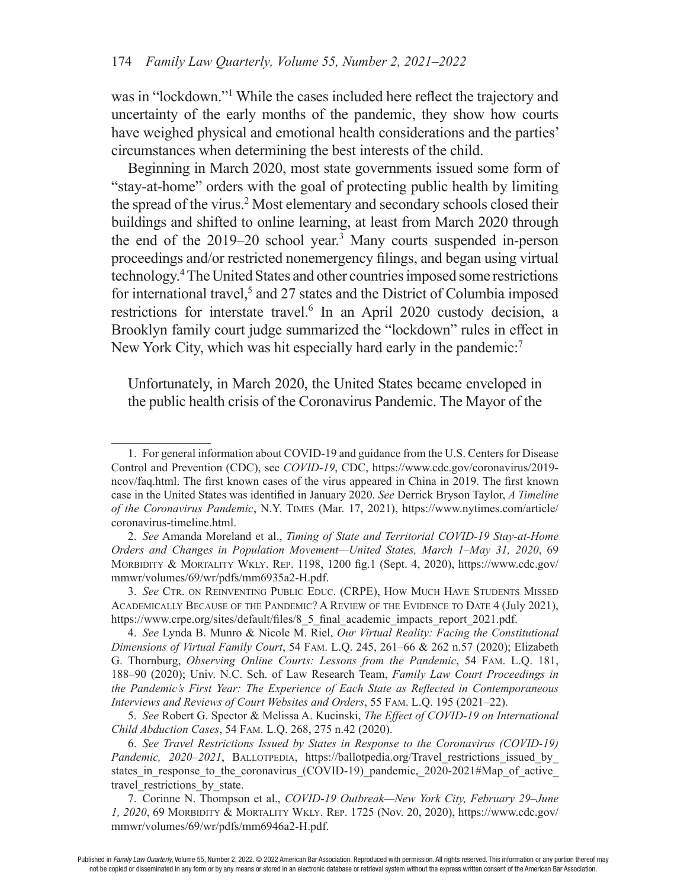was in "lockdown."[1] While the cases included here reflect the trajectory and uncertainty of the early months of the pandemic, they show how courts have weighed physical and emotional health considerations and the parties' circumstances when determining the best interests of the child.

Beginning in March 2020, most state governments issued some form of "stay-at-home" orders with the goal of protecting public health by limiting the spread of the virus.[2] Most elementary and secondary schools closed their buildings and shifted to online learning, at least from March 2020 through the end of the 2019–20 school year.[3] Many courts suspended in-person proceedings and/or restricted nonemergency filings, and began using virtual technology.[4] The United States and other countries imposed some restrictions for international travel,[5] and 27 states and the District of Columbia imposed restrictions for interstate travel.[6] In an April 2020 custody decision, a Brooklyn family court judge summarized the "lockdown" rules in effect in New York City, which was hit especially hard early in the pandemic:[7]

> Unfortunately, in March 2020, the United States became enveloped in the public health crisis of the Coronavirus Pandemic. The Mayor of the

---

1. For general information about COVID-19 and guidance from the U.S. Centers for Disease Control and Prevention (CDC), see *COVID-19*, CDC, https://www.cdc.gov/coronavirus/2019-ncov/faq.html. The first known cases of the virus appeared in China in 2019. The first known case in the United States was identified in January 2020. *See* Derrick Bryson Taylor, *A Timeline of the Coronavirus Pandemic*, N.Y. Times (Mar. 17, 2021), https://www.nytimes.com/article/coronavirus-timeline.html.

2. *See* Amanda Moreland et al., *Timing of State and Territorial COVID-19 Stay-at-Home Orders and Changes in Population Movement—United States, March 1–May 31, 2020*, 69 Morbidity & Mortality Wkly. Rep. 1198, 1200 fig.1 (Sept. 4, 2020), https://www.cdc.gov/mmwr/volumes/69/wr/pdfs/mm6935a2-H.pdf.

3. *See* Ctr. on Reinventing Public Educ. (CRPE), How Much Have Students Missed Academically Because of the Pandemic? A Review of the Evidence to Date 4 (July 2021), https://www.crpe.org/sites/default/files/8_5_final_academic_impacts_report_2021.pdf.

4. *See* Lynda B. Munro & Nicole M. Riel, *Our Virtual Reality: Facing the Constitutional Dimensions of Virtual Family Court*, 54 Fam. L.Q. 245, 261–66 & 262 n.57 (2020); Elizabeth G. Thornburg, *Observing Online Courts: Lessons from the Pandemic*, 54 Fam. L.Q. 181, 188–90 (2020); Univ. N.C. Sch. of Law Research Team, *Family Law Court Proceedings in the Pandemic's First Year: The Experience of Each State as Reflected in Contemporaneous Interviews and Reviews of Court Websites and Orders*, 55 Fam. L.Q. 195 (2021–22).

5. *See* Robert G. Spector & Melissa A. Kucinski, *The Effect of COVID-19 on International Child Abduction Cases*, 54 Fam. L.Q. 268, 275 n.42 (2020).

6. *See Travel Restrictions Issued by States in Response to the Coronavirus (COVID-19) Pandemic, 2020–2021*, Ballotpedia, https://ballotpedia.org/Travel_restrictions_issued_by_states_in_response_to_the_coronavirus_(COVID-19)_pandemic,_2020-2021#Map_of_active_travel_restrictions_by_state.

7. Corinne N. Thompson et al., *COVID-19 Outbreak—New York City, February 29–June 1, 2020*, 69 Morbidity & Mortality Wkly. Rep. 1725 (Nov. 20, 2020), https://www.cdc.gov/mmwr/volumes/69/wr/pdfs/mm6946a2-H.pdf.

Published in *Family Law Quarterly*, Volume 55, Number 2, 2022. © 2022 American Bar Association. Reproduced with permission. All rights reserved. This information or any portion thereof may not be copied or disseminated in any form or by any means or stored in an electronic database or retrieval system without the express written consent of the American Bar Association.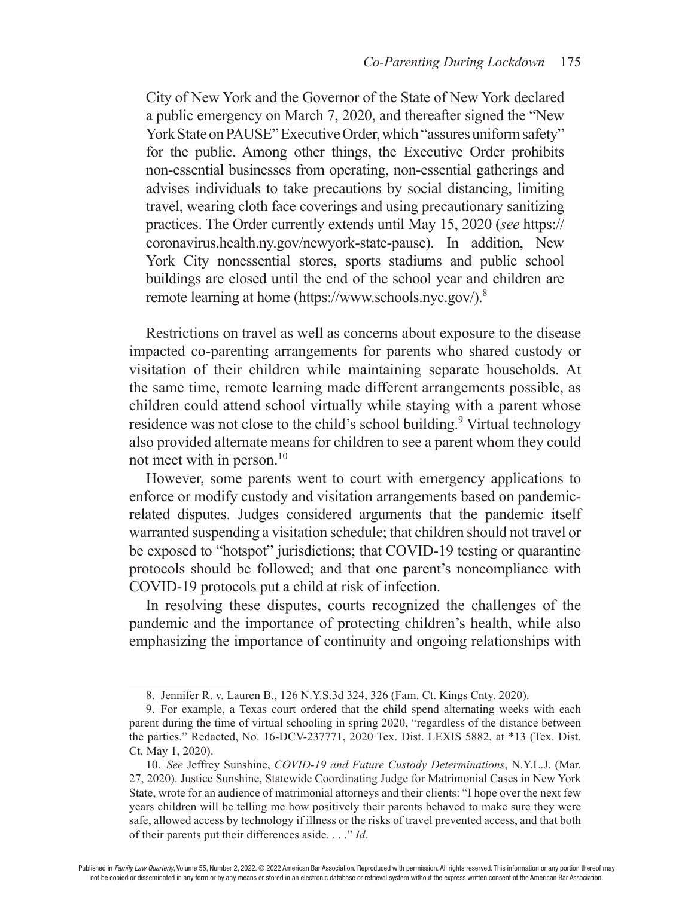> City of New York and the Governor of the State of New York declared a public emergency on March 7, 2020, and thereafter signed the "New York State on PAUSE" Executive Order, which "assures uniform safety" for the public. Among other things, the Executive Order prohibits non-essential businesses from operating, non-essential gatherings and advises individuals to take precautions by social distancing, limiting travel, wearing cloth face coverings and using precautionary sanitizing practices. The Order currently extends until May 15, 2020 (*see* https://coronavirus.health.ny.gov/newyork-state-pause). In addition, New York City nonessential stores, sports stadiums and public school buildings are closed until the end of the school year and children are remote learning at home (https://www.schools.nyc.gov/).[8]

Restrictions on travel as well as concerns about exposure to the disease impacted co-parenting arrangements for parents who shared custody or visitation of their children while maintaining separate households. At the same time, remote learning made different arrangements possible, as children could attend school virtually while staying with a parent whose residence was not close to the child's school building.[9] Virtual technology also provided alternate means for children to see a parent whom they could not meet with in person.[10]

However, some parents went to court with emergency applications to enforce or modify custody and visitation arrangements based on pandemic-related disputes. Judges considered arguments that the pandemic itself warranted suspending a visitation schedule; that children should not travel or be exposed to "hotspot" jurisdictions; that COVID-19 testing or quarantine protocols should be followed; and that one parent's noncompliance with COVID-19 protocols put a child at risk of infection.

In resolving these disputes, courts recognized the challenges of the pandemic and the importance of protecting children's health, while also emphasizing the importance of continuity and ongoing relationships with

---

8. Jennifer R. v. Lauren B., 126 N.Y.S.3d 324, 326 (Fam. Ct. Kings Cnty. 2020).

9. For example, a Texas court ordered that the child spend alternating weeks with each parent during the time of virtual schooling in spring 2020, "regardless of the distance between the parties." Redacted, No. 16-DCV-237771, 2020 Tex. Dist. LEXIS 5882, at *13 (Tex. Dist. Ct. May 1, 2020).

10. *See* Jeffrey Sunshine, *COVID-19 and Future Custody Determinations*, N.Y.L.J. (Mar. 27, 2020). Justice Sunshine, Statewide Coordinating Judge for Matrimonial Cases in New York State, wrote for an audience of matrimonial attorneys and their clients: "I hope over the next few years children will be telling me how positively their parents behaved to make sure they were safe, allowed access by technology if illness or the risks of travel prevented access, and that both of their parents put their differences aside. . . ." *Id.*

Published in *Family Law Quarterly*, Volume 55, Number 2, 2022. © 2022 American Bar Association. Reproduced with permission. All rights reserved. This information or any portion thereof may not be copied or disseminated in any form or by any means or stored in an electronic database or retrieval system without the express written consent of the American Bar Association.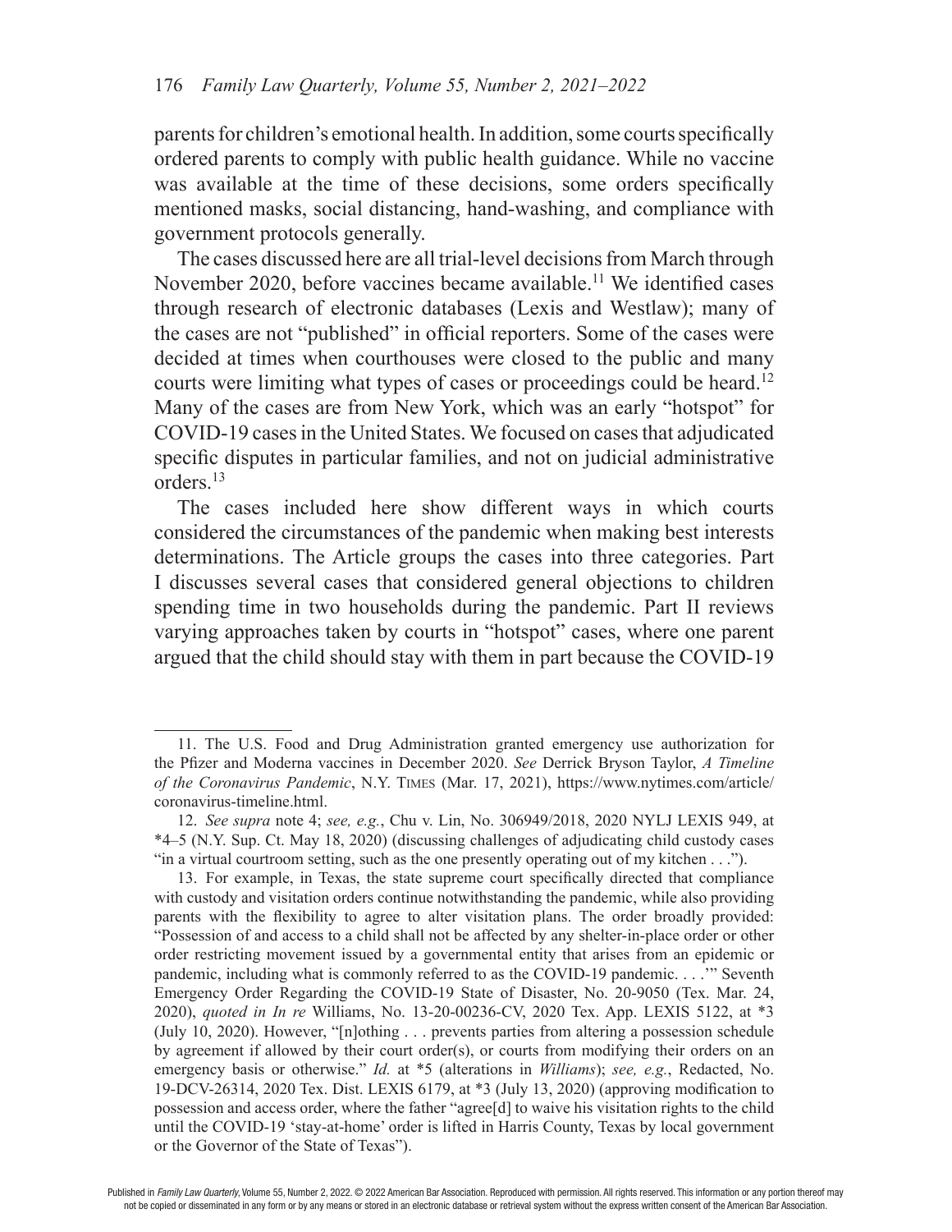parents for children's emotional health. In addition, some courts specifically ordered parents to comply with public health guidance. While no vaccine was available at the time of these decisions, some orders specifically mentioned masks, social distancing, hand-washing, and compliance with government protocols generally.

The cases discussed here are all trial-level decisions from March through November 2020, before vaccines became available.[11] We identified cases through research of electronic databases (Lexis and Westlaw); many of the cases are not "published" in official reporters. Some of the cases were decided at times when courthouses were closed to the public and many courts were limiting what types of cases or proceedings could be heard.[12] Many of the cases are from New York, which was an early "hotspot" for COVID-19 cases in the United States. We focused on cases that adjudicated specific disputes in particular families, and not on judicial administrative orders.[13]

The cases included here show different ways in which courts considered the circumstances of the pandemic when making best interests determinations. The Article groups the cases into three categories. Part I discusses several cases that considered general objections to children spending time in two households during the pandemic. Part II reviews varying approaches taken by courts in "hotspot" cases, where one parent argued that the child should stay with them in part because the COVID-19

---

11. The U.S. Food and Drug Administration granted emergency use authorization for the Pfizer and Moderna vaccines in December 2020. *See* Derrick Bryson Taylor, *A Timeline of the Coronavirus Pandemic*, N.Y. Times (Mar. 17, 2021), https://www.nytimes.com/article/coronavirus-timeline.html.

12. *See supra* note 4; *see, e.g.*, Chu v. Lin, No. 306949/2018, 2020 NYLJ LEXIS 949, at *4–5 (N.Y. Sup. Ct. May 18, 2020) (discussing challenges of adjudicating child custody cases "in a virtual courtroom setting, such as the one presently operating out of my kitchen . . .").

13. For example, in Texas, the state supreme court specifically directed that compliance with custody and visitation orders continue notwithstanding the pandemic, while also providing parents with the flexibility to agree to alter visitation plans. The order broadly provided: "Possession of and access to a child shall not be affected by any shelter-in-place order or other order restricting movement issued by a governmental entity that arises from an epidemic or pandemic, including what is commonly referred to as the COVID-19 pandemic. . . .'" Seventh Emergency Order Regarding the COVID-19 State of Disaster, No. 20-9050 (Tex. Mar. 24, 2020), *quoted in In re* Williams, No. 13-20-00236-CV, 2020 Tex. App. LEXIS 5122, at *3 (July 10, 2020). However, "[n]othing . . . prevents parties from altering a possession schedule by agreement if allowed by their court order(s), or courts from modifying their orders on an emergency basis or otherwise." *Id.* at *5 (alterations in *Williams*); *see, e.g.*, Redacted, No. 19-DCV-26314, 2020 Tex. Dist. LEXIS 6179, at *3 (July 13, 2020) (approving modification to possession and access order, where the father "agree[d] to waive his visitation rights to the child until the COVID-19 'stay-at-home' order is lifted in Harris County, Texas by local government or the Governor of the State of Texas").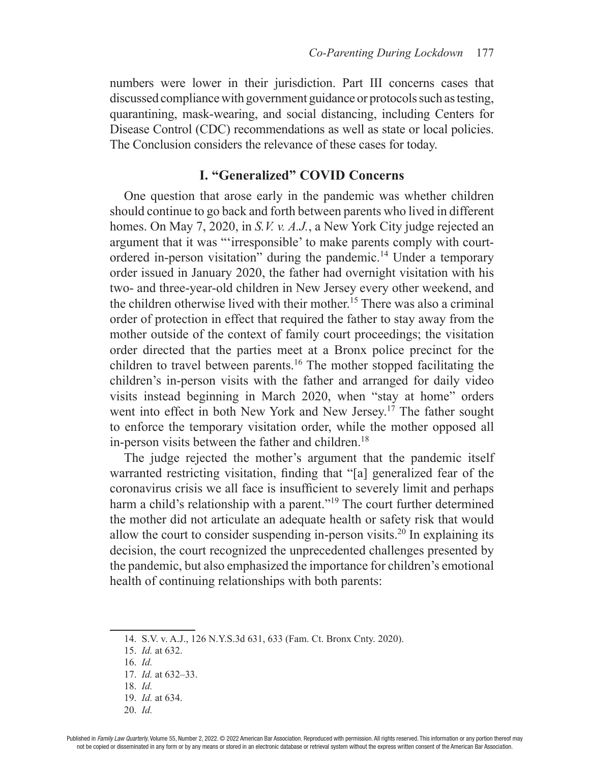numbers were lower in their jurisdiction. Part III concerns cases that discussed compliance with government guidance or protocols such as testing, quarantining, mask-wearing, and social distancing, including Centers for Disease Control (CDC) recommendations as well as state or local policies. The Conclusion considers the relevance of these cases for today.

## I. "Generalized" COVID Concerns

One question that arose early in the pandemic was whether children should continue to go back and forth between parents who lived in different homes. On May 7, 2020, in *S.V. v. A.J.*, a New York City judge rejected an argument that it was "'irresponsible' to make parents comply with court-ordered in-person visitation" during the pandemic.[14] Under a temporary order issued in January 2020, the father had overnight visitation with his two- and three-year-old children in New Jersey every other weekend, and the children otherwise lived with their mother.[15] There was also a criminal order of protection in effect that required the father to stay away from the mother outside of the context of family court proceedings; the visitation order directed that the parties meet at a Bronx police precinct for the children to travel between parents.[16] The mother stopped facilitating the children's in-person visits with the father and arranged for daily video visits instead beginning in March 2020, when "stay at home" orders went into effect in both New York and New Jersey.[17] The father sought to enforce the temporary visitation order, while the mother opposed all in-person visits between the father and children.[18]

The judge rejected the mother's argument that the pandemic itself warranted restricting visitation, finding that "[a] generalized fear of the coronavirus crisis we all face is insufficient to severely limit and perhaps harm a child's relationship with a parent."[19] The court further determined the mother did not articulate an adequate health or safety risk that would allow the court to consider suspending in-person visits.[20] In explaining its decision, the court recognized the unprecedented challenges presented by the pandemic, but also emphasized the importance for children's emotional health of continuing relationships with both parents:

---

14. S.V. v. A.J., 126 N.Y.S.3d 631, 633 (Fam. Ct. Bronx Cnty. 2020).
15. *Id.* at 632.
16. *Id.*
17. *Id.* at 632–33.
18. *Id.*
19. *Id.* at 634.
20. *Id.*

Published in *Family Law Quarterly*, Volume 55, Number 2, 2022. © 2022 American Bar Association. Reproduced with permission. All rights reserved. This information or any portion thereof may not be copied or disseminated in any form or by any means or stored in an electronic database or retrieval system without the express written consent of the American Bar Association.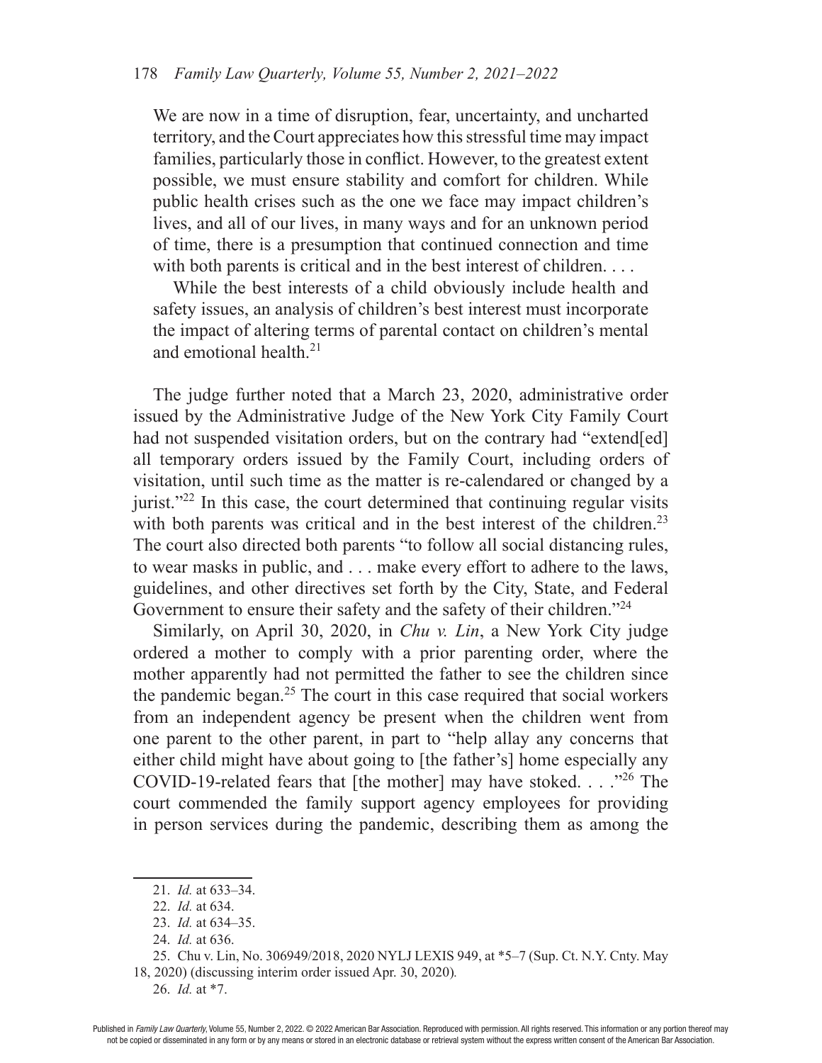> We are now in a time of disruption, fear, uncertainty, and uncharted territory, and the Court appreciates how this stressful time may impact families, particularly those in conflict. However, to the greatest extent possible, we must ensure stability and comfort for children. While public health crises such as the one we face may impact children's lives, and all of our lives, in many ways and for an unknown period of time, there is a presumption that continued connection and time with both parents is critical and in the best interest of children. . . .
>
> While the best interests of a child obviously include health and safety issues, an analysis of children's best interest must incorporate the impact of altering terms of parental contact on children's mental and emotional health.[21]

The judge further noted that a March 23, 2020, administrative order issued by the Administrative Judge of the New York City Family Court had not suspended visitation orders, but on the contrary had "extend[ed] all temporary orders issued by the Family Court, including orders of visitation, until such time as the matter is re-calendared or changed by a jurist."[22] In this case, the court determined that continuing regular visits with both parents was critical and in the best interest of the children.[23] The court also directed both parents "to follow all social distancing rules, to wear masks in public, and . . . make every effort to adhere to the laws, guidelines, and other directives set forth by the City, State, and Federal Government to ensure their safety and the safety of their children."[24]

Similarly, on April 30, 2020, in *Chu v. Lin*, a New York City judge ordered a mother to comply with a prior parenting order, where the mother apparently had not permitted the father to see the children since the pandemic began.[25] The court in this case required that social workers from an independent agency be present when the children went from one parent to the other parent, in part to "help allay any concerns that either child might have about going to [the father's] home especially any COVID-19-related fears that [the mother] may have stoked. . . ."[26] The court commended the family support agency employees for providing in person services during the pandemic, describing them as among the

---

21. *Id.* at 633–34.

22. *Id.* at 634.

23. *Id.* at 634–35.

24. *Id.* at 636.

25. Chu v. Lin, No. 306949/2018, 2020 NYLJ LEXIS 949, at *5–7 (Sup. Ct. N.Y. Cnty. May 18, 2020) (discussing interim order issued Apr. 30, 2020).

26. *Id.* at *7.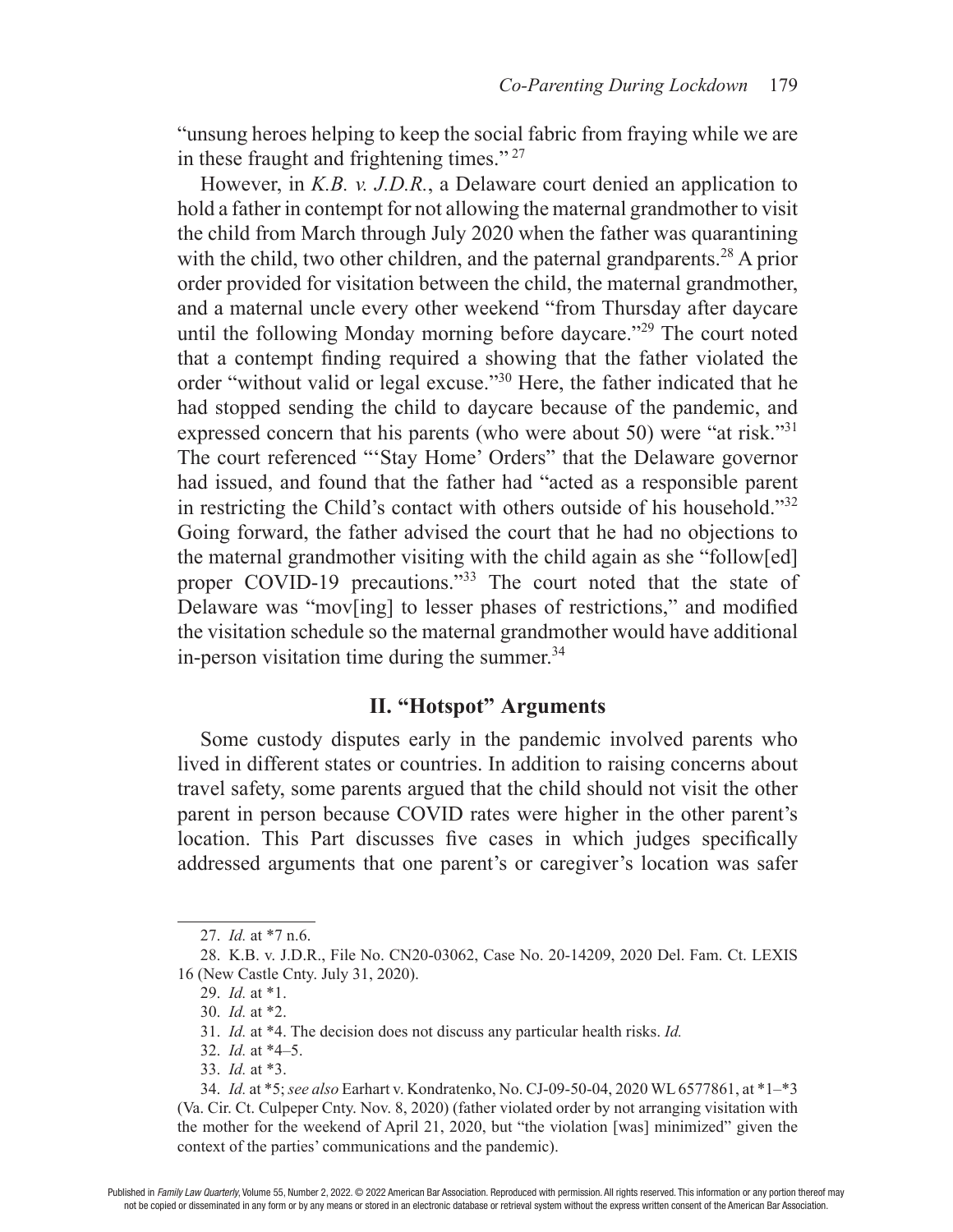"unsung heroes helping to keep the social fabric from fraying while we are in these fraught and frightening times." [27]

However, in *K.B. v. J.D.R.*, a Delaware court denied an application to hold a father in contempt for not allowing the maternal grandmother to visit the child from March through July 2020 when the father was quarantining with the child, two other children, and the paternal grandparents.[28] A prior order provided for visitation between the child, the maternal grandmother, and a maternal uncle every other weekend "from Thursday after daycare until the following Monday morning before daycare."[29] The court noted that a contempt finding required a showing that the father violated the order "without valid or legal excuse."[30] Here, the father indicated that he had stopped sending the child to daycare because of the pandemic, and expressed concern that his parents (who were about 50) were "at risk."[31] The court referenced "'Stay Home' Orders" that the Delaware governor had issued, and found that the father had "acted as a responsible parent in restricting the Child's contact with others outside of his household."[32] Going forward, the father advised the court that he had no objections to the maternal grandmother visiting with the child again as she "follow[ed] proper COVID-19 precautions."[33] The court noted that the state of Delaware was "mov[ing] to lesser phases of restrictions," and modified the visitation schedule so the maternal grandmother would have additional in-person visitation time during the summer.[34]

## II. "Hotspot" Arguments

Some custody disputes early in the pandemic involved parents who lived in different states or countries. In addition to raising concerns about travel safety, some parents argued that the child should not visit the other parent in person because COVID rates were higher in the other parent's location. This Part discusses five cases in which judges specifically addressed arguments that one parent's or caregiver's location was safer

---

27. *Id.* at *7 n.6.

28. K.B. v. J.D.R., File No. CN20-03062, Case No. 20-14209, 2020 Del. Fam. Ct. LEXIS 16 (New Castle Cnty. July 31, 2020).

29. *Id.* at *1.

30. *Id.* at *2.

31. *Id.* at *4. The decision does not discuss any particular health risks. *Id.*

32. *Id.* at *4–5.

33. *Id.* at *3.

34. *Id.* at *5; *see also* Earhart v. Kondratenko, No. CJ-09-50-04, 2020 WL 6577861, at *1–*3 (Va. Cir. Ct. Culpeper Cnty. Nov. 8, 2020) (father violated order by not arranging visitation with the mother for the weekend of April 21, 2020, but "the violation [was] minimized" given the context of the parties' communications and the pandemic).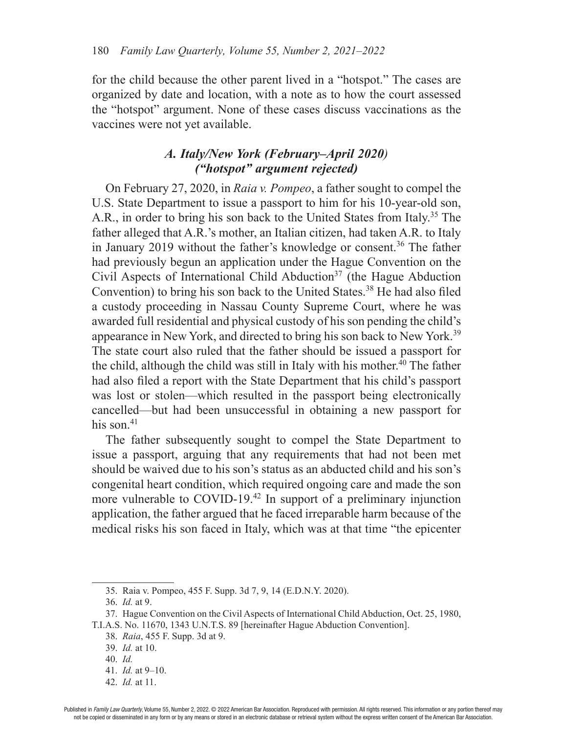for the child because the other parent lived in a "hotspot." The cases are organized by date and location, with a note as to how the court assessed the "hotspot" argument. None of these cases discuss vaccinations as the vaccines were not yet available.

### *A. Italy/New York (February–April 2020) ("hotspot" argument rejected)*

On February 27, 2020, in *Raia v. Pompeo*, a father sought to compel the U.S. State Department to issue a passport to him for his 10-year-old son, A.R., in order to bring his son back to the United States from Italy.[35] The father alleged that A.R.'s mother, an Italian citizen, had taken A.R. to Italy in January 2019 without the father's knowledge or consent.[36] The father had previously begun an application under the Hague Convention on the Civil Aspects of International Child Abduction[37] (the Hague Abduction Convention) to bring his son back to the United States.[38] He had also filed a custody proceeding in Nassau County Supreme Court, where he was awarded full residential and physical custody of his son pending the child's appearance in New York, and directed to bring his son back to New York.[39] The state court also ruled that the father should be issued a passport for the child, although the child was still in Italy with his mother.[40] The father had also filed a report with the State Department that his child's passport was lost or stolen—which resulted in the passport being electronically cancelled—but had been unsuccessful in obtaining a new passport for his son.[41]

The father subsequently sought to compel the State Department to issue a passport, arguing that any requirements that had not been met should be waived due to his son's status as an abducted child and his son's congenital heart condition, which required ongoing care and made the son more vulnerable to COVID-19.[42] In support of a preliminary injunction application, the father argued that he faced irreparable harm because of the medical risks his son faced in Italy, which was at that time "the epicenter

35. Raia v. Pompeo, 455 F. Supp. 3d 7, 9, 14 (E.D.N.Y. 2020).

36. *Id.* at 9.

37. Hague Convention on the Civil Aspects of International Child Abduction, Oct. 25, 1980, T.I.A.S. No. 11670, 1343 U.N.T.S. 89 [hereinafter Hague Abduction Convention].

38. *Raia*, 455 F. Supp. 3d at 9.

39. *Id.* at 10.

40. *Id.*

41. *Id.* at 9–10.

42. *Id.* at 11.

Published in *Family Law Quarterly*, Volume 55, Number 2, 2022. © 2022 American Bar Association. Reproduced with permission. All rights reserved. This information or any portion thereof may not be copied or disseminated in any form or by any means or stored in an electronic database or retrieval system without the express written consent of the American Bar Association.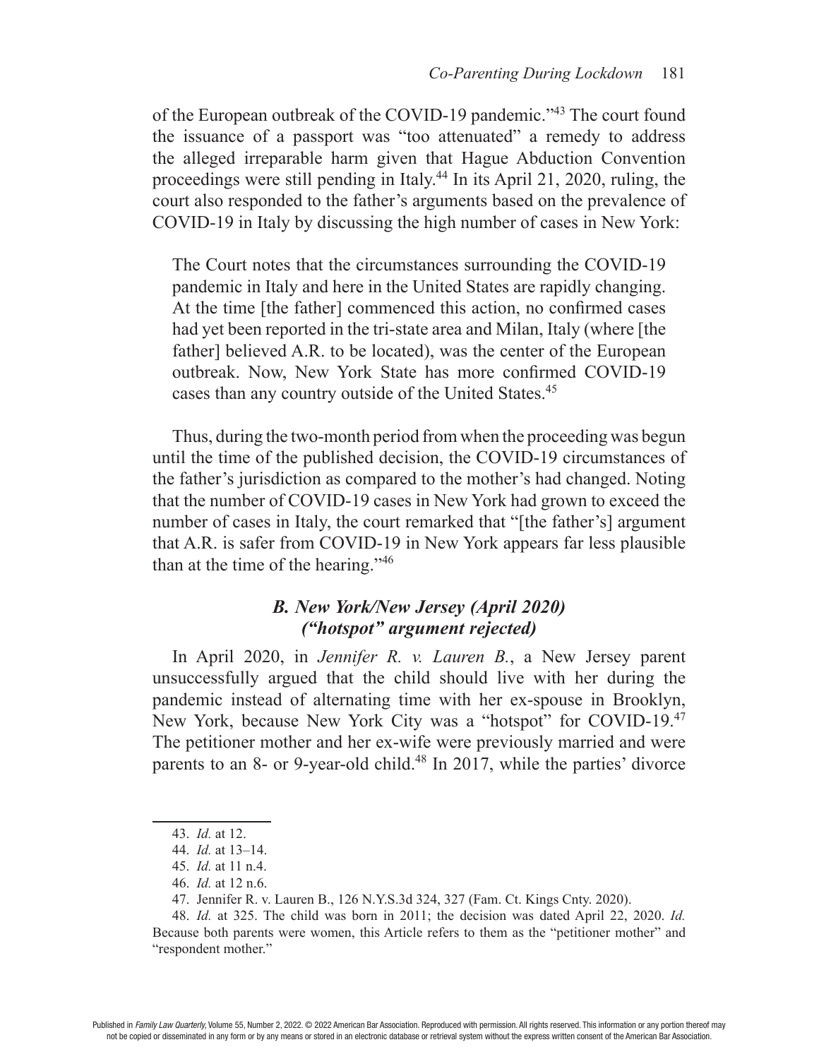of the European outbreak of the COVID-19 pandemic."[43] The court found the issuance of a passport was "too attenuated" a remedy to address the alleged irreparable harm given that Hague Abduction Convention proceedings were still pending in Italy.[44] In its April 21, 2020, ruling, the court also responded to the father's arguments based on the prevalence of COVID-19 in Italy by discussing the high number of cases in New York:

> The Court notes that the circumstances surrounding the COVID-19 pandemic in Italy and here in the United States are rapidly changing. At the time [the father] commenced this action, no confirmed cases had yet been reported in the tri-state area and Milan, Italy (where [the father] believed A.R. to be located), was the center of the European outbreak. Now, New York State has more confirmed COVID-19 cases than any country outside of the United States.[45]

Thus, during the two-month period from when the proceeding was begun until the time of the published decision, the COVID-19 circumstances of the father's jurisdiction as compared to the mother's had changed. Noting that the number of COVID-19 cases in New York had grown to exceed the number of cases in Italy, the court remarked that "[the father's] argument that A.R. is safer from COVID-19 in New York appears far less plausible than at the time of the hearing."[46]

### *B. New York/New Jersey (April 2020) ("hotspot" argument rejected)*

In April 2020, in *Jennifer R. v. Lauren B.*, a New Jersey parent unsuccessfully argued that the child should live with her during the pandemic instead of alternating time with her ex-spouse in Brooklyn, New York, because New York City was a "hotspot" for COVID-19.[47] The petitioner mother and her ex-wife were previously married and were parents to an 8- or 9-year-old child.[48] In 2017, while the parties' divorce

---

43. *Id.* at 12.

44. *Id.* at 13–14.

45. *Id.* at 11 n.4.

46. *Id.* at 12 n.6.

47. Jennifer R. v. Lauren B., 126 N.Y.S.3d 324, 327 (Fam. Ct. Kings Cnty. 2020).

48. *Id.* at 325. The child was born in 2011; the decision was dated April 22, 2020. *Id.* Because both parents were women, this Article refers to them as the "petitioner mother" and "respondent mother."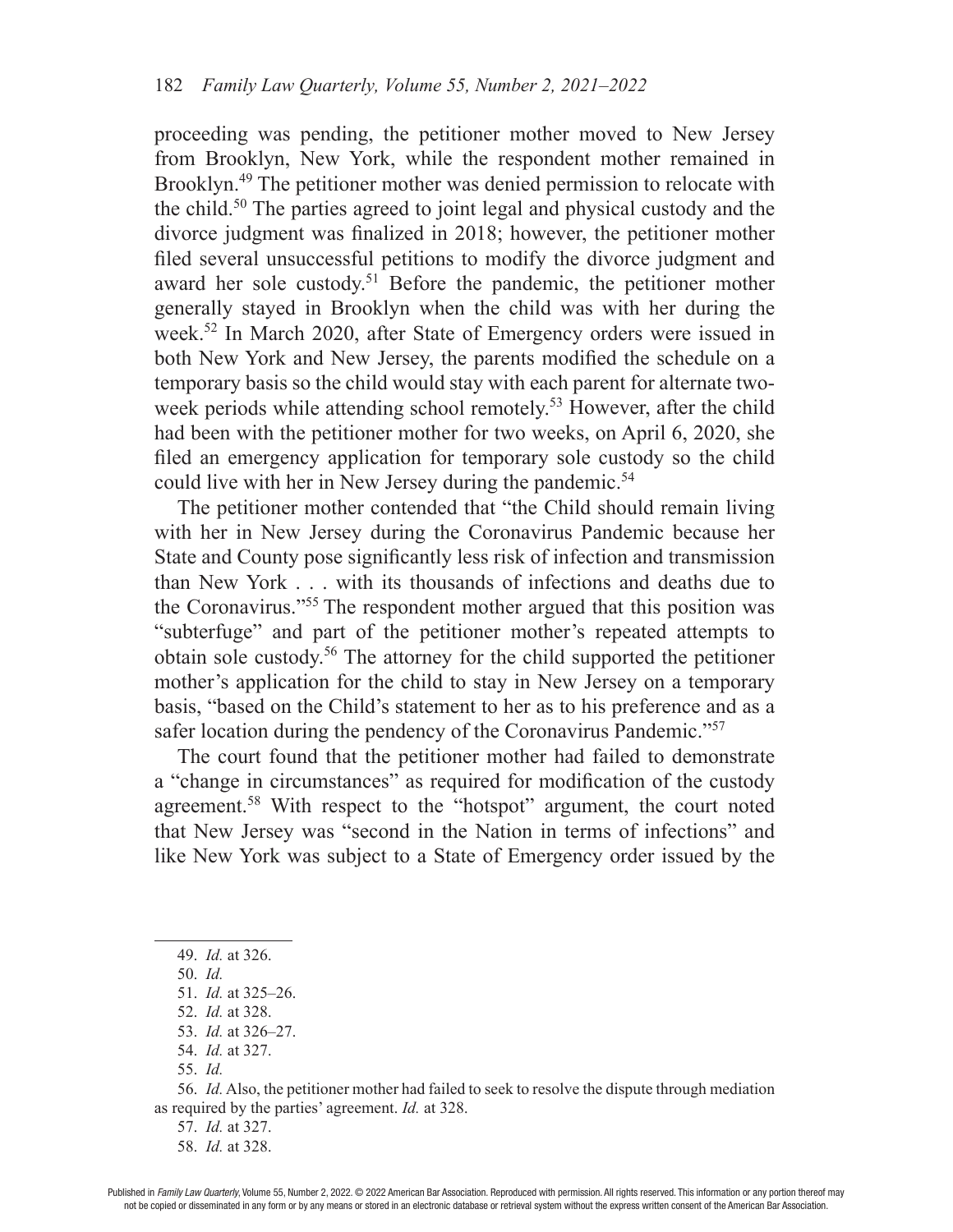proceeding was pending, the petitioner mother moved to New Jersey from Brooklyn, New York, while the respondent mother remained in Brooklyn.[49] The petitioner mother was denied permission to relocate with the child.[50] The parties agreed to joint legal and physical custody and the divorce judgment was finalized in 2018; however, the petitioner mother filed several unsuccessful petitions to modify the divorce judgment and award her sole custody.[51] Before the pandemic, the petitioner mother generally stayed in Brooklyn when the child was with her during the week.[52] In March 2020, after State of Emergency orders were issued in both New York and New Jersey, the parents modified the schedule on a temporary basis so the child would stay with each parent for alternate two-week periods while attending school remotely.[53] However, after the child had been with the petitioner mother for two weeks, on April 6, 2020, she filed an emergency application for temporary sole custody so the child could live with her in New Jersey during the pandemic.[54]

The petitioner mother contended that "the Child should remain living with her in New Jersey during the Coronavirus Pandemic because her State and County pose significantly less risk of infection and transmission than New York . . . with its thousands of infections and deaths due to the Coronavirus."[55] The respondent mother argued that this position was "subterfuge" and part of the petitioner mother's repeated attempts to obtain sole custody.[56] The attorney for the child supported the petitioner mother's application for the child to stay in New Jersey on a temporary basis, "based on the Child's statement to her as to his preference and as a safer location during the pendency of the Coronavirus Pandemic."[57]

The court found that the petitioner mother had failed to demonstrate a "change in circumstances" as required for modification of the custody agreement.[58] With respect to the "hotspot" argument, the court noted that New Jersey was "second in the Nation in terms of infections" and like New York was subject to a State of Emergency order issued by the

---

49. *Id.* at 326.

50. *Id.*

51. *Id.* at 325–26.

52. *Id.* at 328.

53. *Id.* at 326–27.

54. *Id.* at 327.

55. *Id.*

56. *Id.* Also, the petitioner mother had failed to seek to resolve the dispute through mediation as required by the parties' agreement. *Id.* at 328.

57. *Id.* at 327.

58. *Id.* at 328.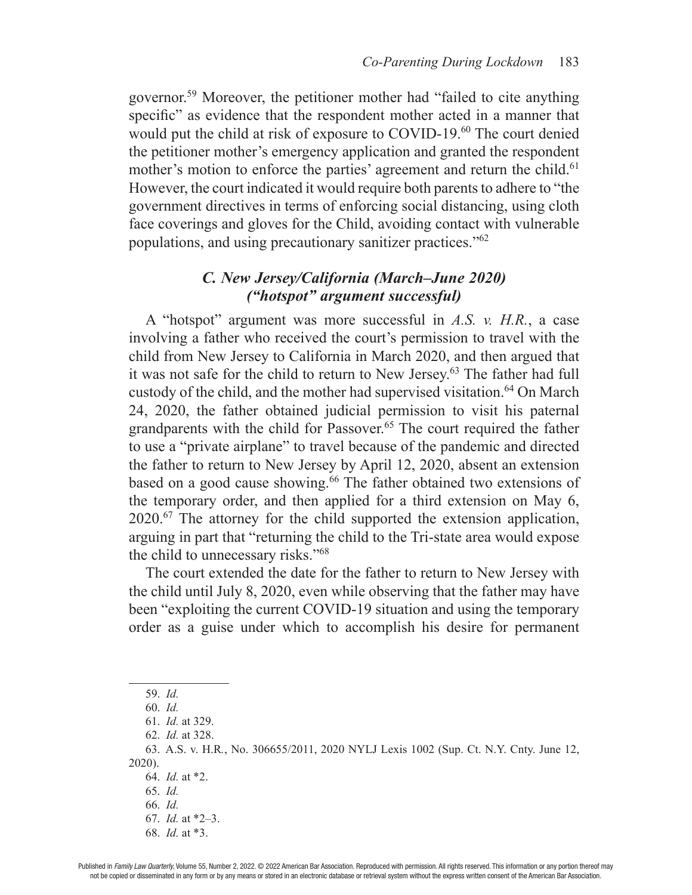governor.[59] Moreover, the petitioner mother had "failed to cite anything specific" as evidence that the respondent mother acted in a manner that would put the child at risk of exposure to COVID-19.[60] The court denied the petitioner mother's emergency application and granted the respondent mother's motion to enforce the parties' agreement and return the child.[61] However, the court indicated it would require both parents to adhere to "the government directives in terms of enforcing social distancing, using cloth face coverings and gloves for the Child, avoiding contact with vulnerable populations, and using precautionary sanitizer practices."[62]

### *C. New Jersey/California (March–June 2020) ("hotspot" argument successful)*

A "hotspot" argument was more successful in *A.S. v. H.R.*, a case involving a father who received the court's permission to travel with the child from New Jersey to California in March 2020, and then argued that it was not safe for the child to return to New Jersey.[63] The father had full custody of the child, and the mother had supervised visitation.[64] On March 24, 2020, the father obtained judicial permission to visit his paternal grandparents with the child for Passover.[65] The court required the father to use a "private airplane" to travel because of the pandemic and directed the father to return to New Jersey by April 12, 2020, absent an extension based on a good cause showing.[66] The father obtained two extensions of the temporary order, and then applied for a third extension on May 6, 2020.[67] The attorney for the child supported the extension application, arguing in part that "returning the child to the Tri-state area would expose the child to unnecessary risks."[68]

The court extended the date for the father to return to New Jersey with the child until July 8, 2020, even while observing that the father may have been "exploiting the current COVID-19 situation and using the temporary order as a guise under which to accomplish his desire for permanent

---

59. *Id.*
60. *Id.*
61. *Id.* at 329.
62. *Id.* at 328.
63. A.S. v. H.R., No. 306655/2011, 2020 NYLJ Lexis 1002 (Sup. Ct. N.Y. Cnty. June 12, 2020).
64. *Id.* at *2.
65. *Id.*
66. *Id.*
67. *Id.* at *2–3.
68. *Id.* at *3.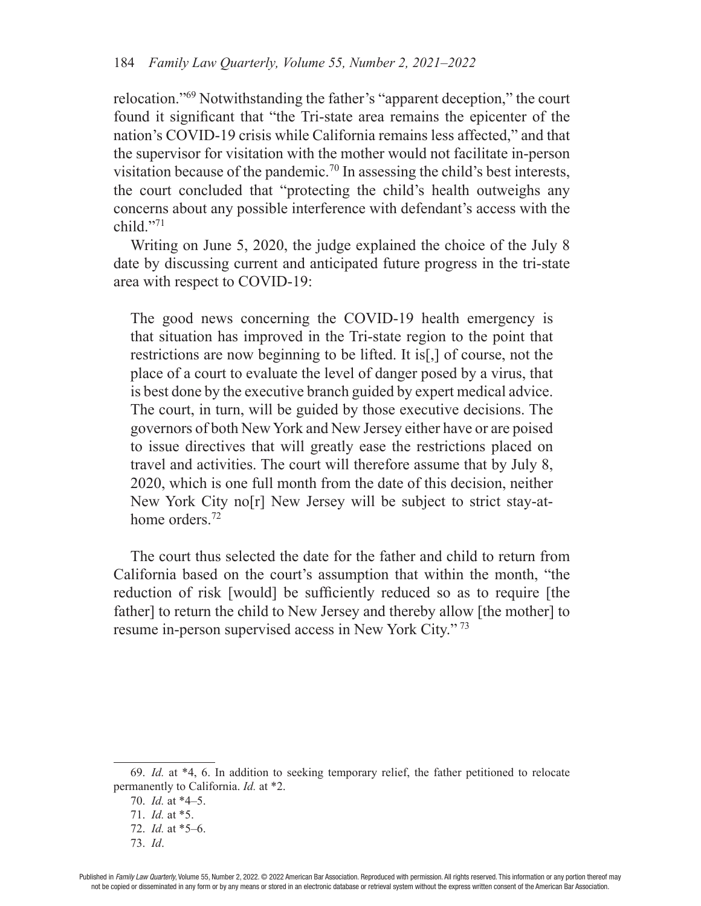relocation."[69] Notwithstanding the father's "apparent deception," the court found it significant that "the Tri-state area remains the epicenter of the nation's COVID-19 crisis while California remains less affected," and that the supervisor for visitation with the mother would not facilitate in-person visitation because of the pandemic.[70] In assessing the child's best interests, the court concluded that "protecting the child's health outweighs any concerns about any possible interference with defendant's access with the child."[71]

Writing on June 5, 2020, the judge explained the choice of the July 8 date by discussing current and anticipated future progress in the tri-state area with respect to COVID-19:

> The good news concerning the COVID-19 health emergency is that situation has improved in the Tri-state region to the point that restrictions are now beginning to be lifted. It is[,] of course, not the place of a court to evaluate the level of danger posed by a virus, that is best done by the executive branch guided by expert medical advice. The court, in turn, will be guided by those executive decisions. The governors of both New York and New Jersey either have or are poised to issue directives that will greatly ease the restrictions placed on travel and activities. The court will therefore assume that by July 8, 2020, which is one full month from the date of this decision, neither New York City no[r] New Jersey will be subject to strict stay-at-home orders.[72]

The court thus selected the date for the father and child to return from California based on the court's assumption that within the month, "the reduction of risk [would] be sufficiently reduced so as to require [the father] to return the child to New Jersey and thereby allow [the mother] to resume in-person supervised access in New York City." [73]

---

69. *Id.* at *4, 6. In addition to seeking temporary relief, the father petitioned to relocate permanently to California. *Id.* at *2.

70. *Id.* at *4–5.

71. *Id.* at *5.

72. *Id.* at *5–6.

73. *Id*.

Published in *Family Law Quarterly*, Volume 55, Number 2, 2022. © 2022 American Bar Association. Reproduced with permission. All rights reserved. This information or any portion thereof may not be copied or disseminated in any form or by any means or stored in an electronic database or retrieval system without the express written consent of the American Bar Association.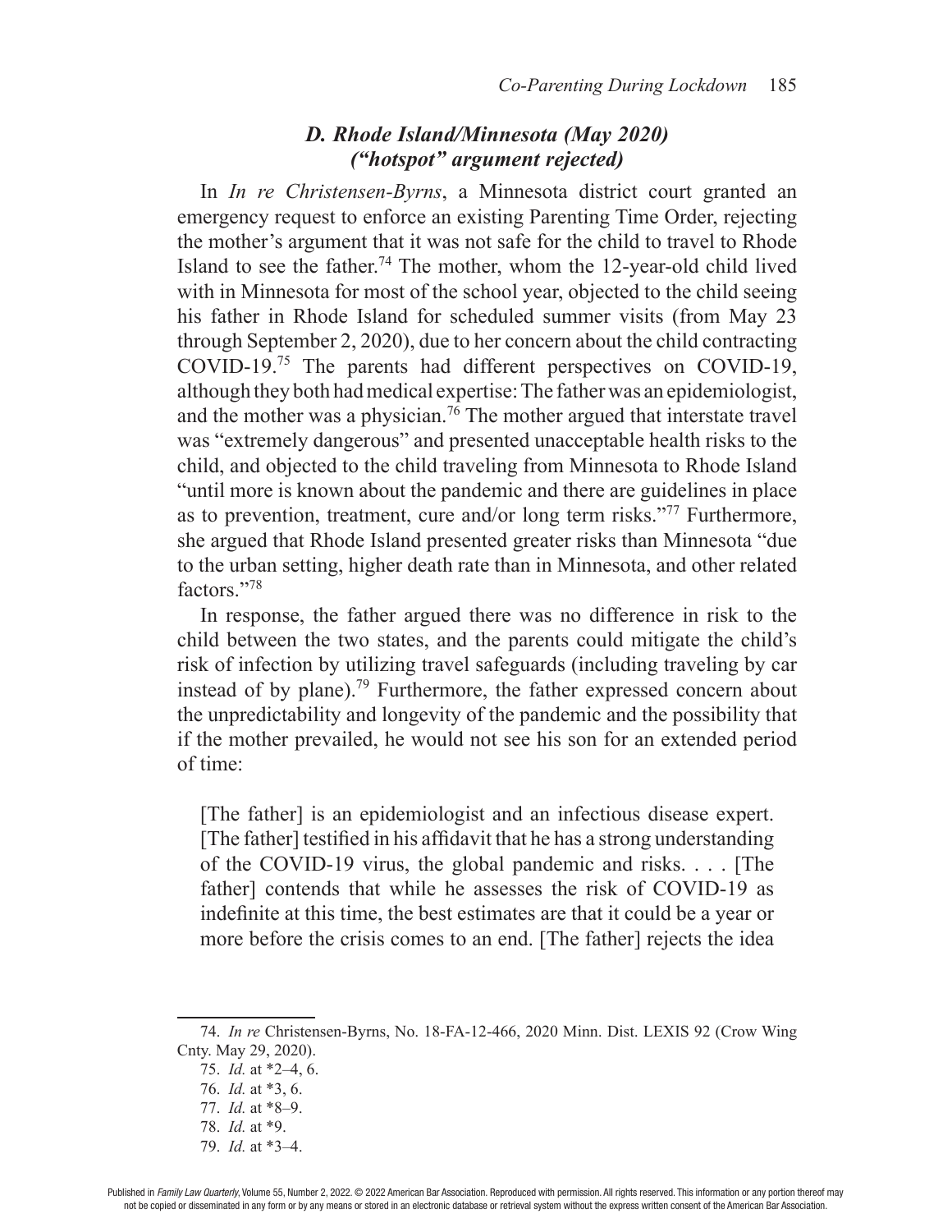### *D. Rhode Island/Minnesota (May 2020) ("hotspot" argument rejected)*

In *In re Christensen-Byrns*, a Minnesota district court granted an emergency request to enforce an existing Parenting Time Order, rejecting the mother's argument that it was not safe for the child to travel to Rhode Island to see the father.[74] The mother, whom the 12-year-old child lived with in Minnesota for most of the school year, objected to the child seeing his father in Rhode Island for scheduled summer visits (from May 23 through September 2, 2020), due to her concern about the child contracting COVID-19.[75] The parents had different perspectives on COVID-19, although they both had medical expertise: The father was an epidemiologist, and the mother was a physician.[76] The mother argued that interstate travel was "extremely dangerous" and presented unacceptable health risks to the child, and objected to the child traveling from Minnesota to Rhode Island "until more is known about the pandemic and there are guidelines in place as to prevention, treatment, cure and/or long term risks."[77] Furthermore, she argued that Rhode Island presented greater risks than Minnesota "due to the urban setting, higher death rate than in Minnesota, and other related factors."[78]

In response, the father argued there was no difference in risk to the child between the two states, and the parents could mitigate the child's risk of infection by utilizing travel safeguards (including traveling by car instead of by plane).[79] Furthermore, the father expressed concern about the unpredictability and longevity of the pandemic and the possibility that if the mother prevailed, he would not see his son for an extended period of time:

> [The father] is an epidemiologist and an infectious disease expert. [The father] testified in his affidavit that he has a strong understanding of the COVID-19 virus, the global pandemic and risks. . . . [The father] contends that while he assesses the risk of COVID-19 as indefinite at this time, the best estimates are that it could be a year or more before the crisis comes to an end. [The father] rejects the idea

---

74. *In re* Christensen-Byrns, No. 18-FA-12-466, 2020 Minn. Dist. LEXIS 92 (Crow Wing Cnty. May 29, 2020).

75. *Id.* at *2–4, 6.

76. *Id.* at *3, 6.

77. *Id.* at *8–9.

78. *Id.* at *9.

79. *Id.* at *3–4.

Published in *Family Law Quarterly*, Volume 55, Number 2, 2022. © 2022 American Bar Association. Reproduced with permission. All rights reserved. This information or any portion thereof may not be copied or disseminated in any form or by any means or stored in an electronic database or retrieval system without the express written consent of the American Bar Association.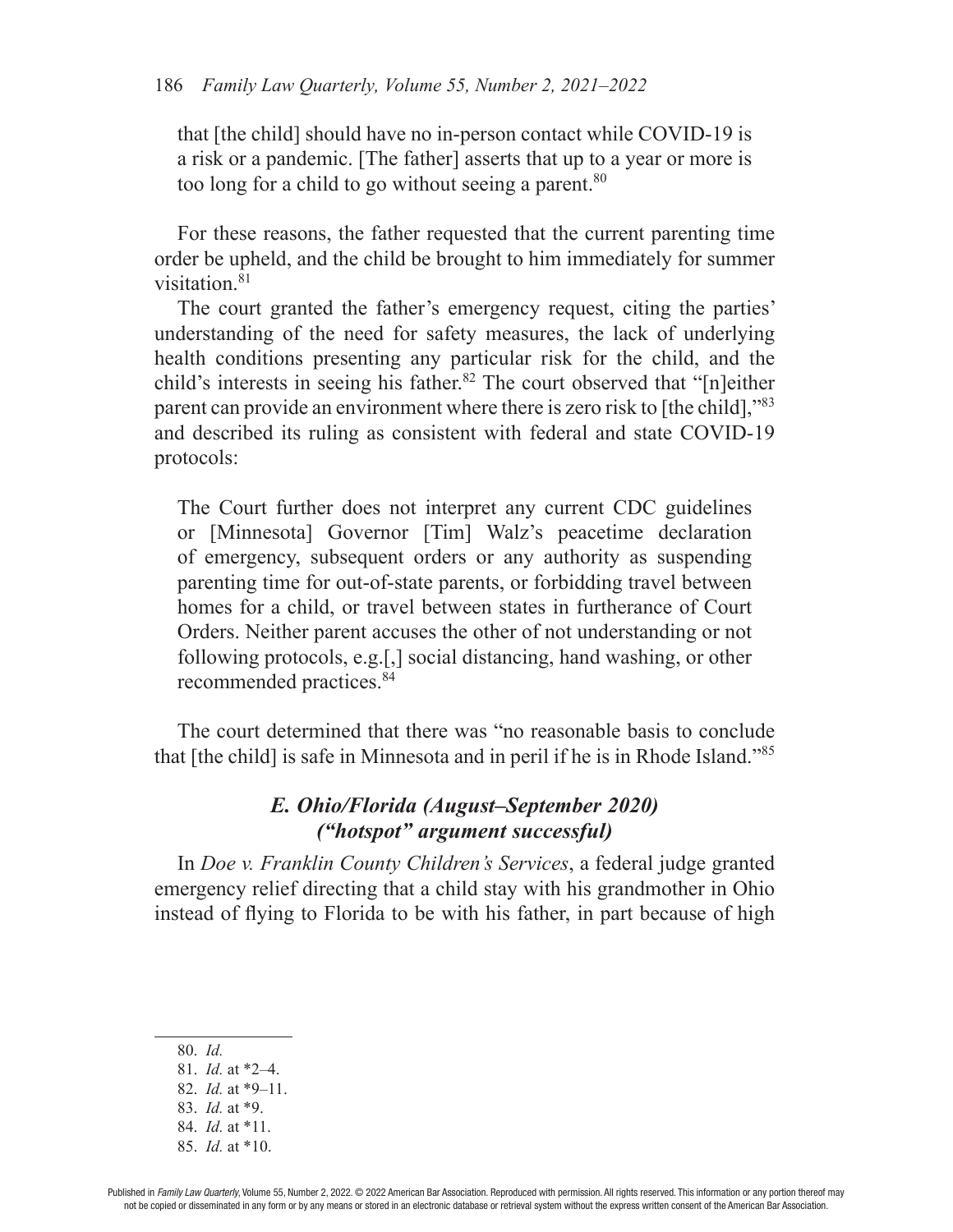> that [the child] should have no in-person contact while COVID-19 is a risk or a pandemic. [The father] asserts that up to a year or more is too long for a child to go without seeing a parent.[80]

For these reasons, the father requested that the current parenting time order be upheld, and the child be brought to him immediately for summer visitation.[81]

The court granted the father's emergency request, citing the parties' understanding of the need for safety measures, the lack of underlying health conditions presenting any particular risk for the child, and the child's interests in seeing his father.[82] The court observed that "[n]either parent can provide an environment where there is zero risk to [the child],"[83] and described its ruling as consistent with federal and state COVID-19 protocols:

> The Court further does not interpret any current CDC guidelines or [Minnesota] Governor [Tim] Walz's peacetime declaration of emergency, subsequent orders or any authority as suspending parenting time for out-of-state parents, or forbidding travel between homes for a child, or travel between states in furtherance of Court Orders. Neither parent accuses the other of not understanding or not following protocols, e.g.[,] social distancing, hand washing, or other recommended practices.[84]

The court determined that there was "no reasonable basis to conclude that [the child] is safe in Minnesota and in peril if he is in Rhode Island."[85]

### *E. Ohio/Florida (August–September 2020) ("hotspot" argument successful)*

In *Doe v. Franklin County Children's Services*, a federal judge granted emergency relief directing that a child stay with his grandmother in Ohio instead of flying to Florida to be with his father, in part because of high

---

80. *Id.*
81. *Id.* at *2–4.
82. *Id.* at *9–11.
83. *Id.* at *9.
84. *Id.* at *11.
85. *Id.* at *10.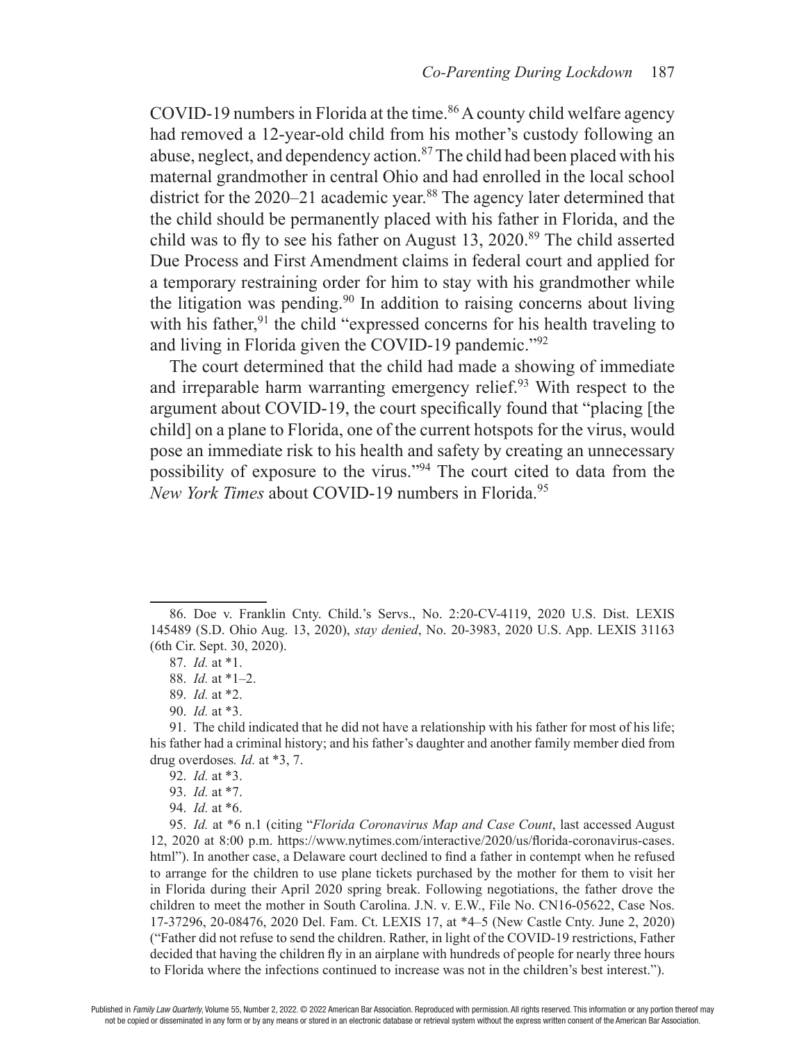COVID-19 numbers in Florida at the time.[86] A county child welfare agency had removed a 12-year-old child from his mother's custody following an abuse, neglect, and dependency action.[87] The child had been placed with his maternal grandmother in central Ohio and had enrolled in the local school district for the 2020–21 academic year.[88] The agency later determined that the child should be permanently placed with his father in Florida, and the child was to fly to see his father on August 13, 2020.[89] The child asserted Due Process and First Amendment claims in federal court and applied for a temporary restraining order for him to stay with his grandmother while the litigation was pending.[90] In addition to raising concerns about living with his father,[91] the child "expressed concerns for his health traveling to and living in Florida given the COVID-19 pandemic."[92]

The court determined that the child had made a showing of immediate and irreparable harm warranting emergency relief.[93] With respect to the argument about COVID-19, the court specifically found that "placing [the child] on a plane to Florida, one of the current hotspots for the virus, would pose an immediate risk to his health and safety by creating an unnecessary possibility of exposure to the virus."[94] The court cited to data from the *New York Times* about COVID-19 numbers in Florida.[95]

---

86. Doe v. Franklin Cnty. Child.'s Servs., No. 2:20-CV-4119, 2020 U.S. Dist. LEXIS 145489 (S.D. Ohio Aug. 13, 2020), *stay denied*, No. 20-3983, 2020 U.S. App. LEXIS 31163 (6th Cir. Sept. 30, 2020).

87. *Id.* at *1.

88. *Id.* at *1–2.

89. *Id.* at *2.

90. *Id.* at *3.

91. The child indicated that he did not have a relationship with his father for most of his life; his father had a criminal history; and his father's daughter and another family member died from drug overdoses. *Id.* at *3, 7.

92. *Id.* at *3.

93. *Id.* at *7.

94. *Id.* at *6.

95. *Id.* at *6 n.1 (citing "*Florida Coronavirus Map and Case Count*, last accessed August 12, 2020 at 8:00 p.m. https://www.nytimes.com/interactive/2020/us/florida-coronavirus-cases.html"). In another case, a Delaware court declined to find a father in contempt when he refused to arrange for the children to use plane tickets purchased by the mother for them to visit her in Florida during their April 2020 spring break. Following negotiations, the father drove the children to meet the mother in South Carolina. J.N. v. E.W., File No. CN16-05622, Case Nos. 17-37296, 20-08476, 2020 Del. Fam. Ct. LEXIS 17, at *4–5 (New Castle Cnty. June 2, 2020) ("Father did not refuse to send the children. Rather, in light of the COVID-19 restrictions, Father decided that having the children fly in an airplane with hundreds of people for nearly three hours to Florida where the infections continued to increase was not in the children's best interest.").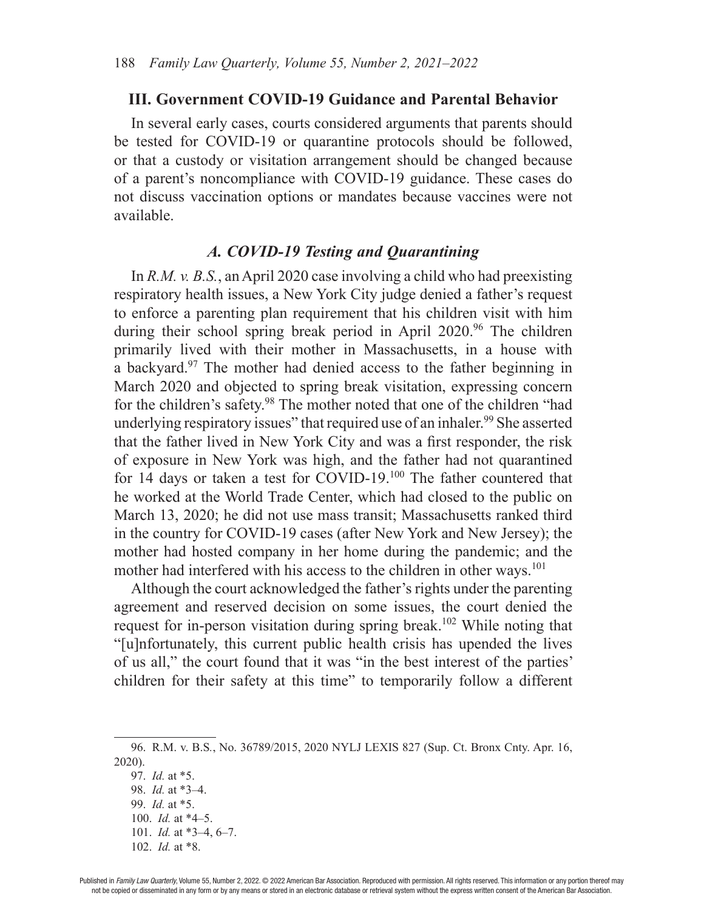## III. Government COVID-19 Guidance and Parental Behavior

In several early cases, courts considered arguments that parents should be tested for COVID-19 or quarantine protocols should be followed, or that a custody or visitation arrangement should be changed because of a parent's noncompliance with COVID-19 guidance. These cases do not discuss vaccination options or mandates because vaccines were not available.

### *A. COVID-19 Testing and Quarantining*

In *R.M. v. B.S.*, an April 2020 case involving a child who had preexisting respiratory health issues, a New York City judge denied a father's request to enforce a parenting plan requirement that his children visit with him during their school spring break period in April 2020.[96] The children primarily lived with their mother in Massachusetts, in a house with a backyard.[97] The mother had denied access to the father beginning in March 2020 and objected to spring break visitation, expressing concern for the children's safety.[98] The mother noted that one of the children "had underlying respiratory issues" that required use of an inhaler.[99] She asserted that the father lived in New York City and was a first responder, the risk of exposure in New York was high, and the father had not quarantined for 14 days or taken a test for COVID-19.[100] The father countered that he worked at the World Trade Center, which had closed to the public on March 13, 2020; he did not use mass transit; Massachusetts ranked third in the country for COVID-19 cases (after New York and New Jersey); the mother had hosted company in her home during the pandemic; and the mother had interfered with his access to the children in other ways.[101]

Although the court acknowledged the father's rights under the parenting agreement and reserved decision on some issues, the court denied the request for in-person visitation during spring break.[102] While noting that "[u]nfortunately, this current public health crisis has upended the lives of us all," the court found that it was "in the best interest of the parties' children for their safety at this time" to temporarily follow a different

96. R.M. v. B.S., No. 36789/2015, 2020 NYLJ LEXIS 827 (Sup. Ct. Bronx Cnty. Apr. 16, 2020).

97. *Id.* at *5.

98. *Id.* at *3–4.

99. *Id.* at *5.

100. *Id.* at *4–5.

101. *Id.* at *3–4, 6–7.

102. *Id.* at *8.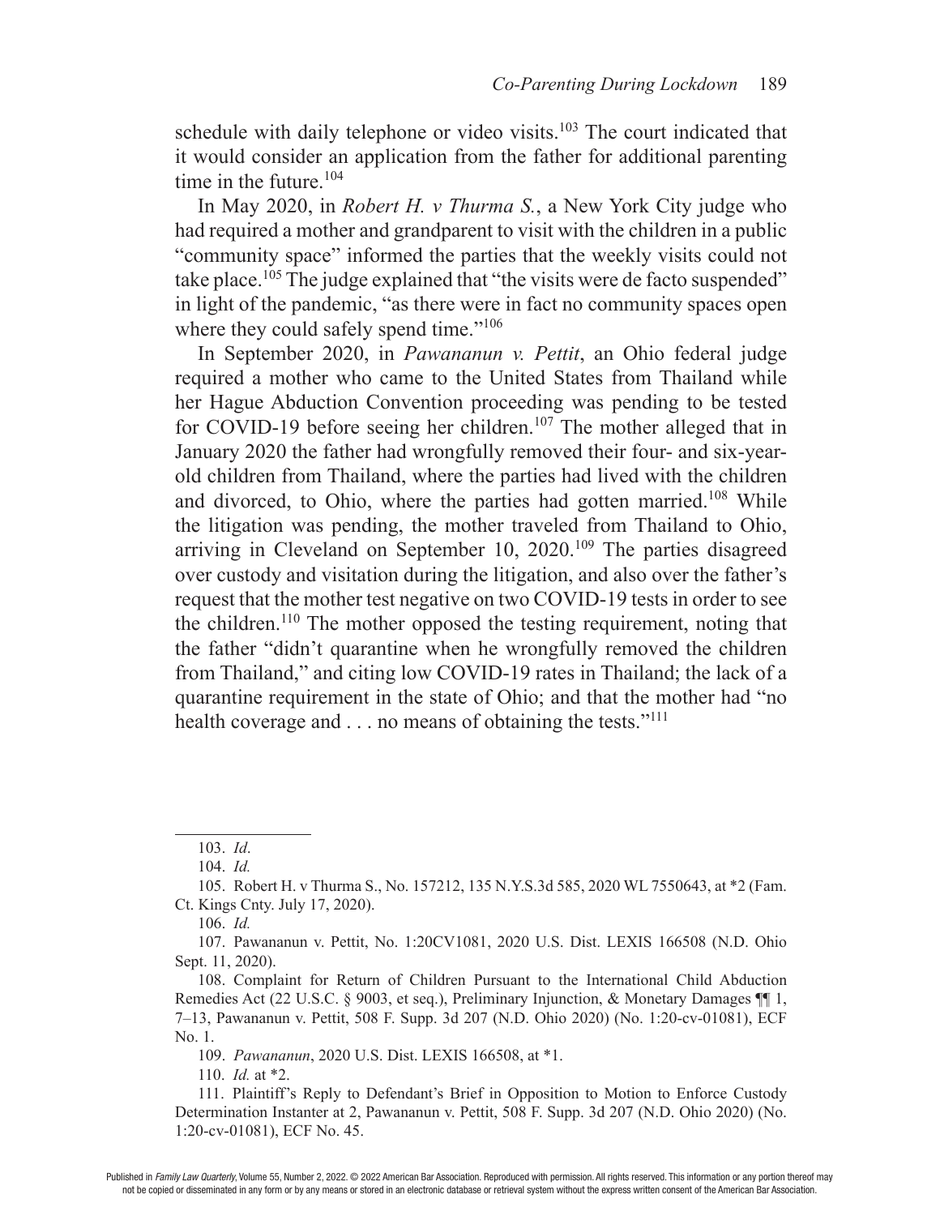schedule with daily telephone or video visits.[103] The court indicated that it would consider an application from the father for additional parenting time in the future.[104]

In May 2020, in *Robert H. v Thurma S.*, a New York City judge who had required a mother and grandparent to visit with the children in a public "community space" informed the parties that the weekly visits could not take place.[105] The judge explained that "the visits were de facto suspended" in light of the pandemic, "as there were in fact no community spaces open where they could safely spend time."[106]

In September 2020, in *Pawananun v. Pettit*, an Ohio federal judge required a mother who came to the United States from Thailand while her Hague Abduction Convention proceeding was pending to be tested for COVID-19 before seeing her children.[107] The mother alleged that in January 2020 the father had wrongfully removed their four- and six-year-old children from Thailand, where the parties had lived with the children and divorced, to Ohio, where the parties had gotten married.[108] While the litigation was pending, the mother traveled from Thailand to Ohio, arriving in Cleveland on September 10, 2020.[109] The parties disagreed over custody and visitation during the litigation, and also over the father's request that the mother test negative on two COVID-19 tests in order to see the children.[110] The mother opposed the testing requirement, noting that the father "didn't quarantine when he wrongfully removed the children from Thailand," and citing low COVID-19 rates in Thailand; the lack of a quarantine requirement in the state of Ohio; and that the mother had "no health coverage and . . . no means of obtaining the tests."[111]

---

103. *Id*.

104. *Id.*

105. Robert H. v Thurma S., No. 157212, 135 N.Y.S.3d 585, 2020 WL 7550643, at *2 (Fam. Ct. Kings Cnty. July 17, 2020).

106. *Id.*

107. Pawananun v. Pettit, No. 1:20CV1081, 2020 U.S. Dist. LEXIS 166508 (N.D. Ohio Sept. 11, 2020).

108. Complaint for Return of Children Pursuant to the International Child Abduction Remedies Act (22 U.S.C. § 9003, et seq.), Preliminary Injunction, & Monetary Damages ¶¶ 1, 7–13, Pawananun v. Pettit, 508 F. Supp. 3d 207 (N.D. Ohio 2020) (No. 1:20-cv-01081), ECF No. 1.

109. *Pawananun*, 2020 U.S. Dist. LEXIS 166508, at *1.

110. *Id.* at *2.

111. Plaintiff's Reply to Defendant's Brief in Opposition to Motion to Enforce Custody Determination Instanter at 2, Pawananun v. Pettit, 508 F. Supp. 3d 207 (N.D. Ohio 2020) (No. 1:20-cv-01081), ECF No. 45.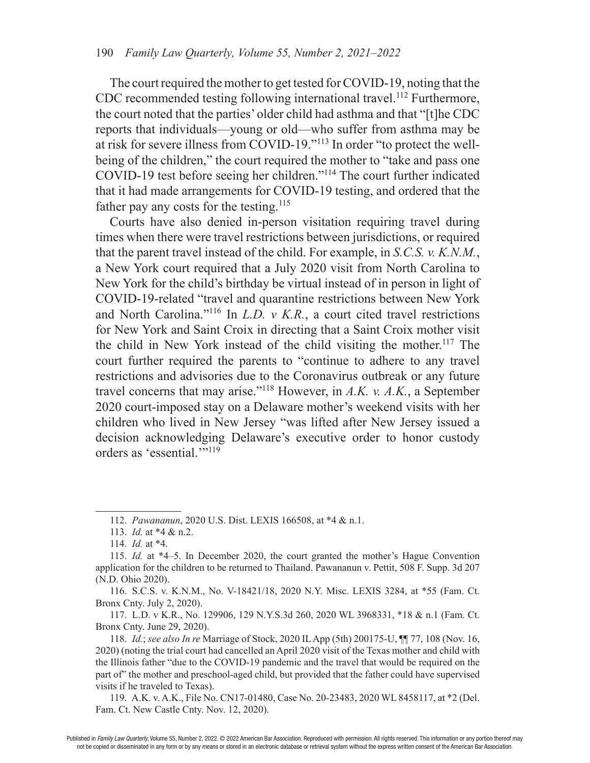The court required the mother to get tested for COVID-19, noting that the CDC recommended testing following international travel.[112] Furthermore, the court noted that the parties' older child had asthma and that "[t]he CDC reports that individuals—young or old—who suffer from asthma may be at risk for severe illness from COVID-19."[113] In order "to protect the well-being of the children," the court required the mother to "take and pass one COVID-19 test before seeing her children."[114] The court further indicated that it had made arrangements for COVID-19 testing, and ordered that the father pay any costs for the testing.[115]

Courts have also denied in-person visitation requiring travel during times when there were travel restrictions between jurisdictions, or required that the parent travel instead of the child. For example, in *S.C.S. v. K.N.M.*, a New York court required that a July 2020 visit from North Carolina to New York for the child's birthday be virtual instead of in person in light of COVID-19-related "travel and quarantine restrictions between New York and North Carolina."[116] In *L.D. v K.R.*, a court cited travel restrictions for New York and Saint Croix in directing that a Saint Croix mother visit the child in New York instead of the child visiting the mother.[117] The court further required the parents to "continue to adhere to any travel restrictions and advisories due to the Coronavirus outbreak or any future travel concerns that may arise."[118] However, in *A.K. v. A.K.*, a September 2020 court-imposed stay on a Delaware mother's weekend visits with her children who lived in New Jersey "was lifted after New Jersey issued a decision acknowledging Delaware's executive order to honor custody orders as 'essential.'"[119]

---

112. *Pawananun*, 2020 U.S. Dist. LEXIS 166508, at *4 & n.1.

113. *Id.* at *4 & n.2.

114. *Id.* at *4.

115. *Id.* at *4–5. In December 2020, the court granted the mother's Hague Convention application for the children to be returned to Thailand. Pawananun v. Pettit, 508 F. Supp. 3d 207 (N.D. Ohio 2020).

116. S.C.S. v. K.N.M., No. V-18421/18, 2020 N.Y. Misc. LEXIS 3284, at *55 (Fam. Ct. Bronx Cnty. July 2, 2020).

117. L.D. v K.R., No. 129906, 129 N.Y.S.3d 260, 2020 WL 3968331, *18 & n.1 (Fam. Ct. Bronx Cnty. June 29, 2020).

118. *Id.*; *see also In re* Marriage of Stock, 2020 IL App (5th) 200175-U, ¶¶ 77, 108 (Nov. 16, 2020) (noting the trial court had cancelled an April 2020 visit of the Texas mother and child with the Illinois father "due to the COVID-19 pandemic and the travel that would be required on the part of" the mother and preschool-aged child, but provided that the father could have supervised visits if he traveled to Texas).

119. A.K. v. A.K., File No. CN17-01480, Case No. 20-23483, 2020 WL 8458117, at *2 (Del. Fam. Ct. New Castle Cnty. Nov. 12, 2020).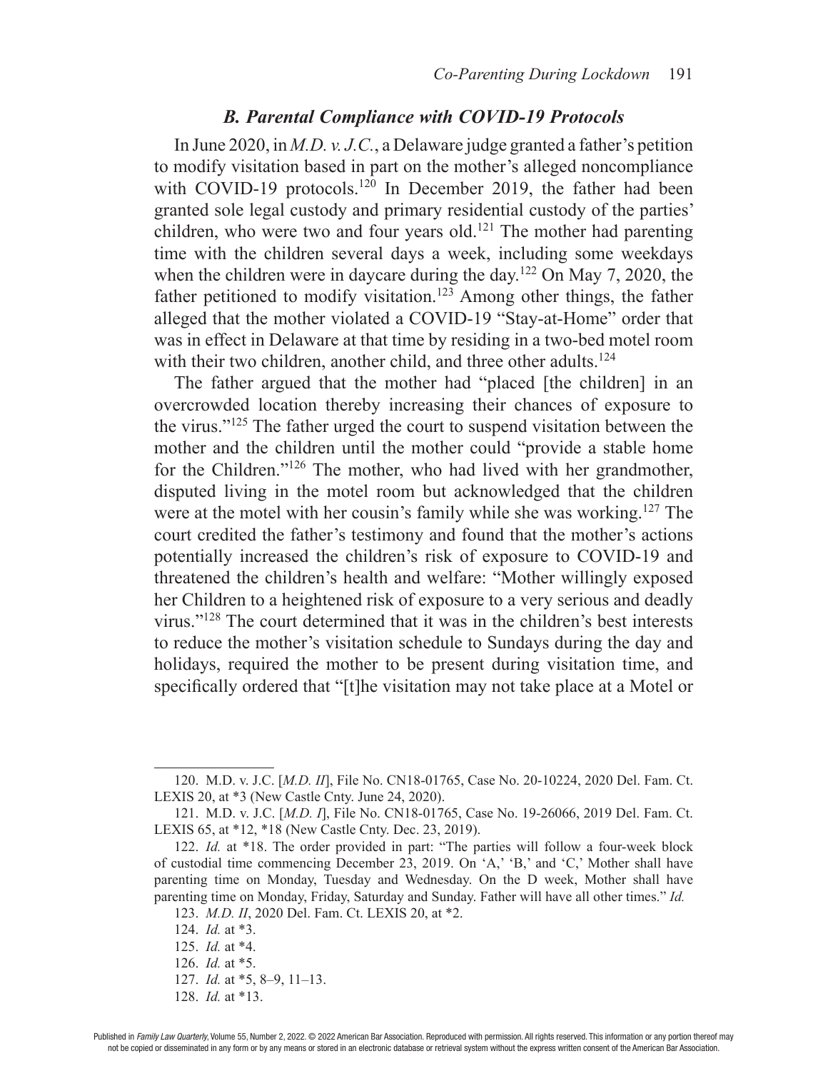### *B. Parental Compliance with COVID-19 Protocols*

In June 2020, in *M.D. v. J.C.*, a Delaware judge granted a father's petition to modify visitation based in part on the mother's alleged noncompliance with COVID-19 protocols.[120] In December 2019, the father had been granted sole legal custody and primary residential custody of the parties' children, who were two and four years old.[121] The mother had parenting time with the children several days a week, including some weekdays when the children were in daycare during the day.[122] On May 7, 2020, the father petitioned to modify visitation.[123] Among other things, the father alleged that the mother violated a COVID-19 "Stay-at-Home" order that was in effect in Delaware at that time by residing in a two-bed motel room with their two children, another child, and three other adults.[124]

The father argued that the mother had "placed [the children] in an overcrowded location thereby increasing their chances of exposure to the virus."[125] The father urged the court to suspend visitation between the mother and the children until the mother could "provide a stable home for the Children."[126] The mother, who had lived with her grandmother, disputed living in the motel room but acknowledged that the children were at the motel with her cousin's family while she was working.[127] The court credited the father's testimony and found that the mother's actions potentially increased the children's risk of exposure to COVID-19 and threatened the children's health and welfare: "Mother willingly exposed her Children to a heightened risk of exposure to a very serious and deadly virus."[128] The court determined that it was in the children's best interests to reduce the mother's visitation schedule to Sundays during the day and holidays, required the mother to be present during visitation time, and specifically ordered that "[t]he visitation may not take place at a Motel or

---

120. M.D. v. J.C. [*M.D. II*], File No. CN18-01765, Case No. 20-10224, 2020 Del. Fam. Ct. LEXIS 20, at *3 (New Castle Cnty. June 24, 2020).

121. M.D. v. J.C. [*M.D. I*], File No. CN18-01765, Case No. 19-26066, 2019 Del. Fam. Ct. LEXIS 65, at *12, *18 (New Castle Cnty. Dec. 23, 2019).

122. *Id.* at *18. The order provided in part: "The parties will follow a four-week block of custodial time commencing December 23, 2019. On 'A,' 'B,' and 'C,' Mother shall have parenting time on Monday, Tuesday and Wednesday. On the D week, Mother shall have parenting time on Monday, Friday, Saturday and Sunday. Father will have all other times." *Id.*

123. *M.D. II*, 2020 Del. Fam. Ct. LEXIS 20, at *2.

124. *Id.* at *3.

125. *Id.* at *4.

126. *Id.* at *5.

127. *Id.* at *5, 8–9, 11–13.

128. *Id.* at *13.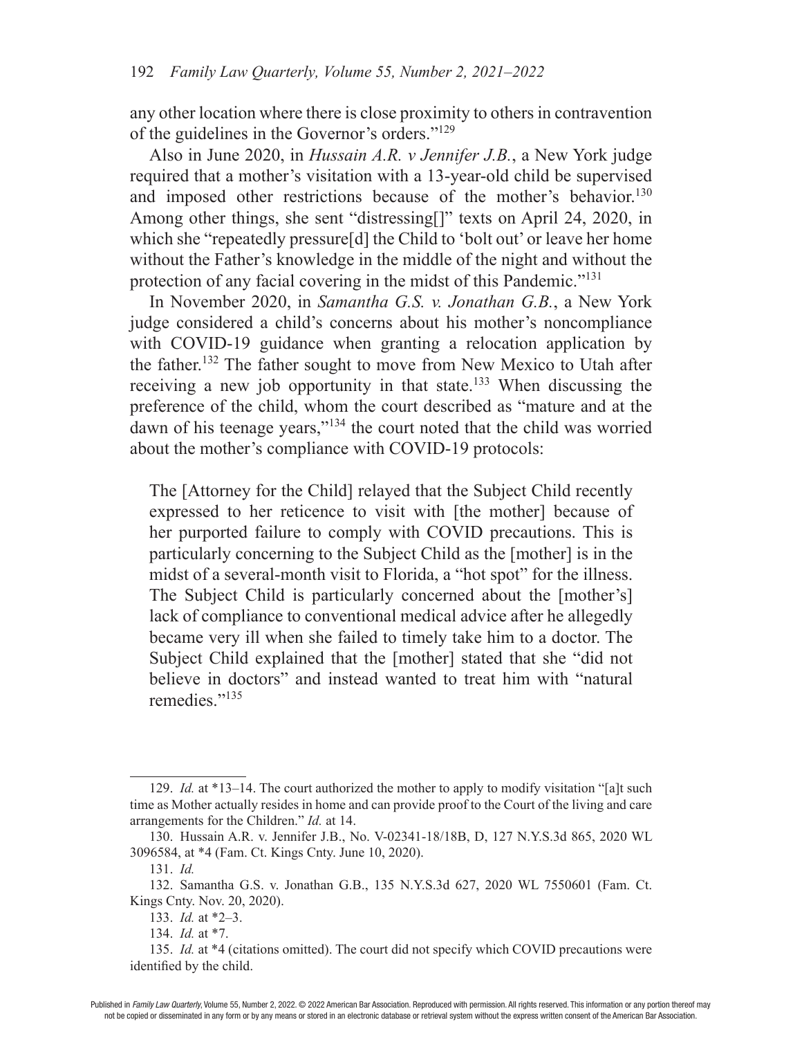any other location where there is close proximity to others in contravention of the guidelines in the Governor's orders."[129]

Also in June 2020, in *Hussain A.R. v Jennifer J.B.*, a New York judge required that a mother's visitation with a 13-year-old child be supervised and imposed other restrictions because of the mother's behavior.[130] Among other things, she sent "distressing[]" texts on April 24, 2020, in which she "repeatedly pressure[d] the Child to 'bolt out' or leave her home without the Father's knowledge in the middle of the night and without the protection of any facial covering in the midst of this Pandemic."[131]

In November 2020, in *Samantha G.S. v. Jonathan G.B.*, a New York judge considered a child's concerns about his mother's noncompliance with COVID-19 guidance when granting a relocation application by the father.[132] The father sought to move from New Mexico to Utah after receiving a new job opportunity in that state.[133] When discussing the preference of the child, whom the court described as "mature and at the dawn of his teenage years,"[134] the court noted that the child was worried about the mother's compliance with COVID-19 protocols:

> The [Attorney for the Child] relayed that the Subject Child recently expressed to her reticence to visit with [the mother] because of her purported failure to comply with COVID precautions. This is particularly concerning to the Subject Child as the [mother] is in the midst of a several-month visit to Florida, a "hot spot" for the illness. The Subject Child is particularly concerned about the [mother's] lack of compliance to conventional medical advice after he allegedly became very ill when she failed to timely take him to a doctor. The Subject Child explained that the [mother] stated that she "did not believe in doctors" and instead wanted to treat him with "natural remedies."[135]

---

129. *Id.* at *13–14. The court authorized the mother to apply to modify visitation "[a]t such time as Mother actually resides in home and can provide proof to the Court of the living and care arrangements for the Children." *Id.* at 14.

130. Hussain A.R. v. Jennifer J.B., No. V-02341-18/18B, D, 127 N.Y.S.3d 865, 2020 WL 3096584, at *4 (Fam. Ct. Kings Cnty. June 10, 2020).

131. *Id.*

132. Samantha G.S. v. Jonathan G.B., 135 N.Y.S.3d 627, 2020 WL 7550601 (Fam. Ct. Kings Cnty. Nov. 20, 2020).

133. *Id.* at *2–3.

134. *Id.* at *7.

135. *Id.* at *4 (citations omitted). The court did not specify which COVID precautions were identified by the child.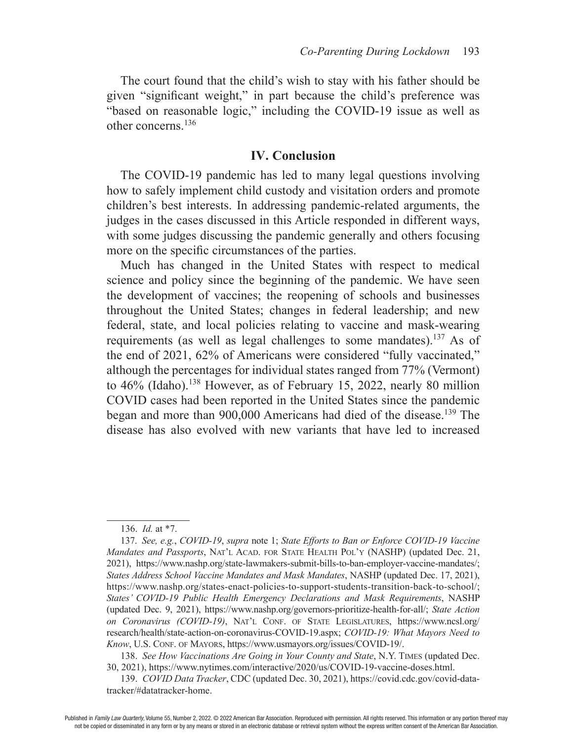The court found that the child's wish to stay with his father should be given "significant weight," in part because the child's preference was "based on reasonable logic," including the COVID-19 issue as well as other concerns.[136]

## IV. Conclusion

The COVID-19 pandemic has led to many legal questions involving how to safely implement child custody and visitation orders and promote children's best interests. In addressing pandemic-related arguments, the judges in the cases discussed in this Article responded in different ways, with some judges discussing the pandemic generally and others focusing more on the specific circumstances of the parties.

Much has changed in the United States with respect to medical science and policy since the beginning of the pandemic. We have seen the development of vaccines; the reopening of schools and businesses throughout the United States; changes in federal leadership; and new federal, state, and local policies relating to vaccine and mask-wearing requirements (as well as legal challenges to some mandates).[137] As of the end of 2021, 62% of Americans were considered "fully vaccinated," although the percentages for individual states ranged from 77% (Vermont) to 46% (Idaho).[138] However, as of February 15, 2022, nearly 80 million COVID cases had been reported in the United States since the pandemic began and more than 900,000 Americans had died of the disease.[139] The disease has also evolved with new variants that have led to increased

---

136. *Id.* at *7.

137. *See, e.g.*, *COVID-19*, *supra* note 1; *State Efforts to Ban or Enforce COVID-19 Vaccine Mandates and Passports*, Nat'l Acad. for State Health Pol'y (NASHP) (updated Dec. 21, 2021), https://www.nashp.org/state-lawmakers-submit-bills-to-ban-employer-vaccine-mandates/; *States Address School Vaccine Mandates and Mask Mandates*, NASHP (updated Dec. 17, 2021), https://www.nashp.org/states-enact-policies-to-support-students-transition-back-to-school/; *States' COVID-19 Public Health Emergency Declarations and Mask Requirements*, NASHP (updated Dec. 9, 2021), https://www.nashp.org/governors-prioritize-health-for-all/; *State Action on Coronavirus (COVID-19)*, Nat'l Conf. of State Legislatures, https://www.ncsl.org/research/health/state-action-on-coronavirus-COVID-19.aspx; *COVID-19: What Mayors Need to Know*, U.S. Conf. of Mayors, https://www.usmayors.org/issues/COVID-19/.

138. *See How Vaccinations Are Going in Your County and State*, N.Y. Times (updated Dec. 30, 2021), https://www.nytimes.com/interactive/2020/us/COVID-19-vaccine-doses.html.

139. *COVID Data Tracker*, CDC (updated Dec. 30, 2021), https://covid.cdc.gov/covid-data-tracker/#datatracker-home.

Published in *Family Law Quarterly*, Volume 55, Number 2, 2022. © 2022 American Bar Association. Reproduced with permission. All rights reserved. This information or any portion thereof may not be copied or disseminated in any form or by any means or stored in an electronic database or retrieval system without the express written consent of the American Bar Association.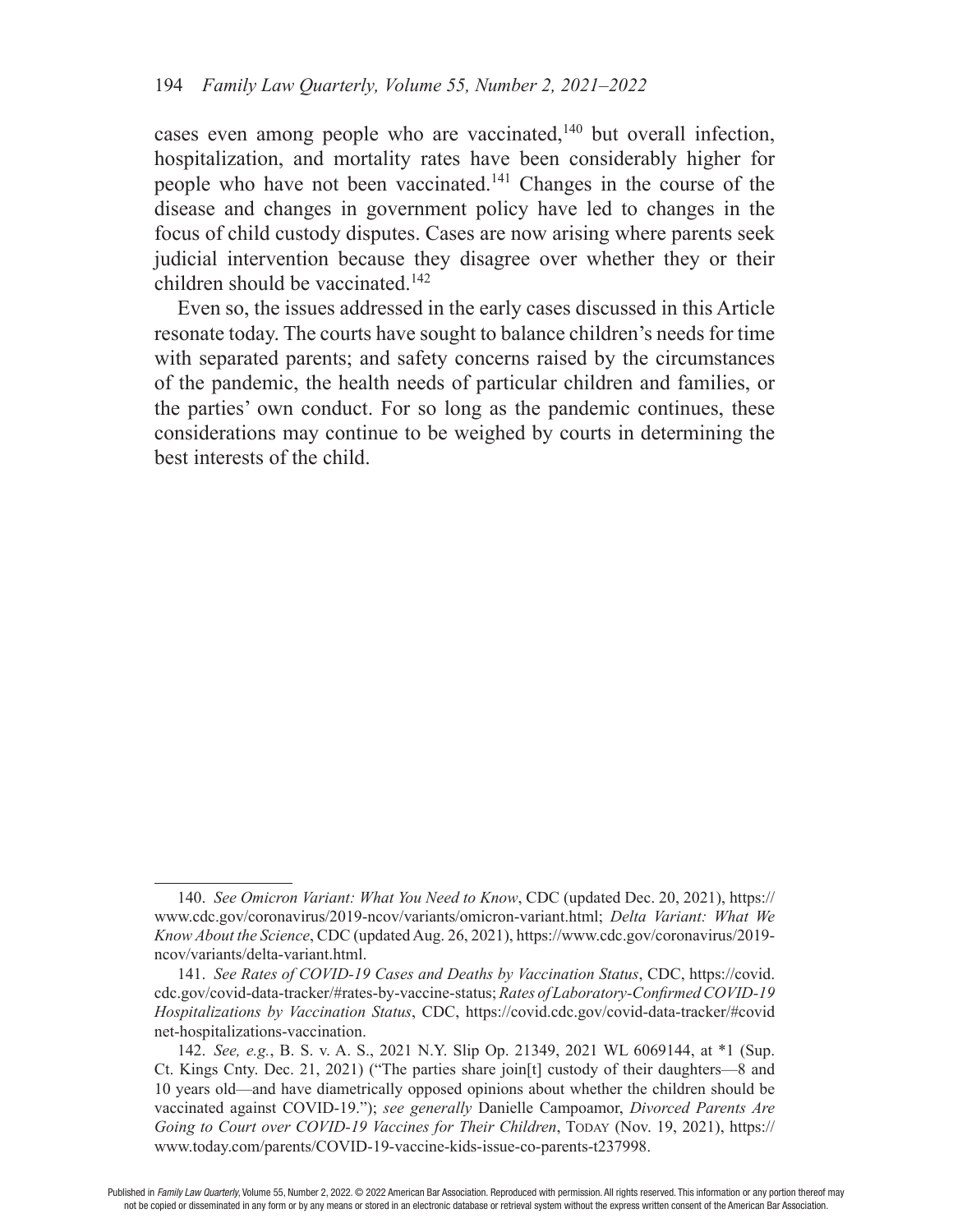cases even among people who are vaccinated,[140] but overall infection, hospitalization, and mortality rates have been considerably higher for people who have not been vaccinated.[141] Changes in the course of the disease and changes in government policy have led to changes in the focus of child custody disputes. Cases are now arising where parents seek judicial intervention because they disagree over whether they or their children should be vaccinated.[142]

Even so, the issues addressed in the early cases discussed in this Article resonate today. The courts have sought to balance children's needs for time with separated parents; and safety concerns raised by the circumstances of the pandemic, the health needs of particular children and families, or the parties' own conduct. For so long as the pandemic continues, these considerations may continue to be weighed by courts in determining the best interests of the child.

---

140. *See Omicron Variant: What You Need to Know*, CDC (updated Dec. 20, 2021), https://www.cdc.gov/coronavirus/2019-ncov/variants/omicron-variant.html; *Delta Variant: What We Know About the Science*, CDC (updated Aug. 26, 2021), https://www.cdc.gov/coronavirus/2019-ncov/variants/delta-variant.html.

141. *See Rates of COVID-19 Cases and Deaths by Vaccination Status*, CDC, https://covid.cdc.gov/covid-data-tracker/#rates-by-vaccine-status; *Rates of Laboratory-Confirmed COVID-19 Hospitalizations by Vaccination Status*, CDC, https://covid.cdc.gov/covid-data-tracker/#covidnet-hospitalizations-vaccination.

142. *See, e.g.*, B. S. v. A. S., 2021 N.Y. Slip Op. 21349, 2021 WL 6069144, at *1 (Sup. Ct. Kings Cnty. Dec. 21, 2021) ("The parties share join[t] custody of their daughters—8 and 10 years old—and have diametrically opposed opinions about whether the children should be vaccinated against COVID-19."); *see generally* Danielle Campoamor, *Divorced Parents Are Going to Court over COVID-19 Vaccines for Their Children*, Today (Nov. 19, 2021), https://www.today.com/parents/COVID-19-vaccine-kids-issue-co-parents-t237998.

Published in *Family Law Quarterly*, Volume 55, Number 2, 2022. © 2022 American Bar Association. Reproduced with permission. All rights reserved. This information or any portion thereof may not be copied or disseminated in any form or by any means or stored in an electronic database or retrieval system without the express written consent of the American Bar Association.